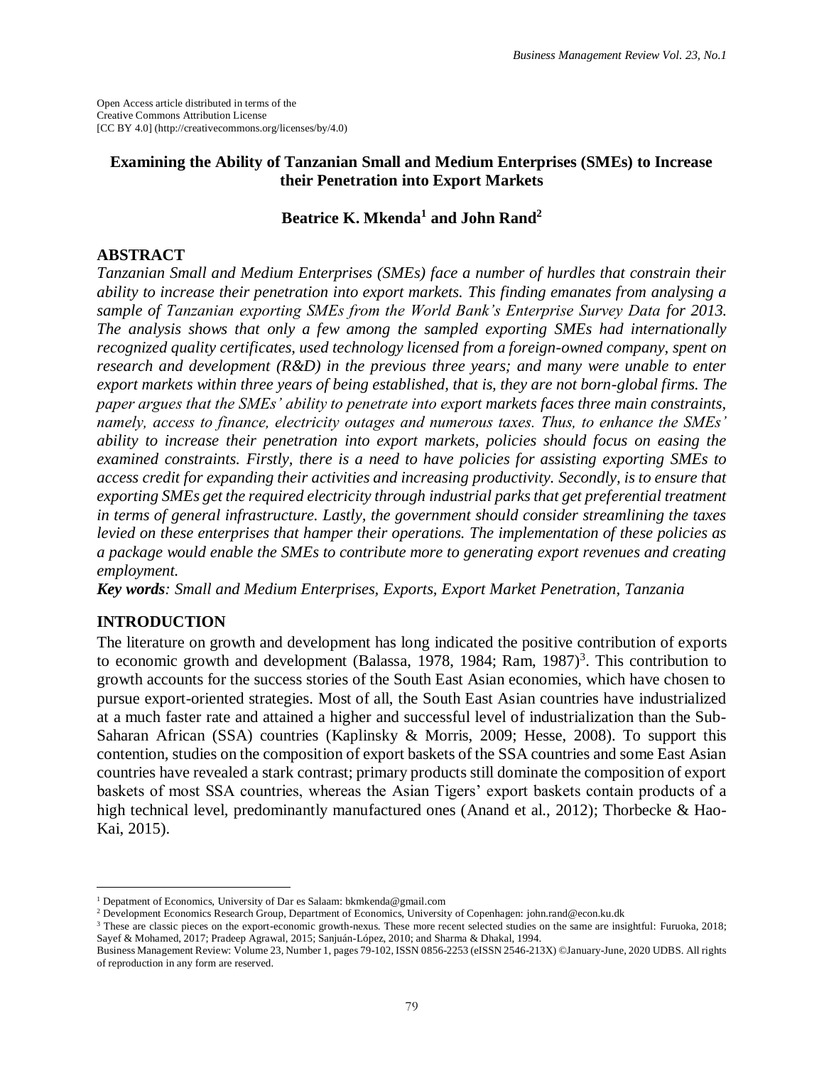Open Access article distributed in terms of the
Creative Commons Attribution License
[CC BY 4.0] (http://creativecommons.org/licenses/by/4.0)

# Examining the Ability of Tanzanian Small and Medium Enterprises (SMEs) to Increase their Penetration into Export Markets

**Beatrice K. Mkenda[1] and John Rand[2]**

## ABSTRACT

*Tanzanian Small and Medium Enterprises (SMEs) face a number of hurdles that constrain their ability to increase their penetration into export markets. This finding emanates from analysing a sample of Tanzanian exporting SMEs from the World Bank's Enterprise Survey Data for 2013. The analysis shows that only a few among the sampled exporting SMEs had internationally recognized quality certificates, used technology licensed from a foreign-owned company, spent on research and development (R&D) in the previous three years; and many were unable to enter export markets within three years of being established, that is, they are not born-global firms. The paper argues that the SMEs' ability to penetrate into export markets faces three main constraints, namely, access to finance, electricity outages and numerous taxes. Thus, to enhance the SMEs' ability to increase their penetration into export markets, policies should focus on easing the examined constraints. Firstly, there is a need to have policies for assisting exporting SMEs to access credit for expanding their activities and increasing productivity. Secondly, is to ensure that exporting SMEs get the required electricity through industrial parks that get preferential treatment in terms of general infrastructure. Lastly, the government should consider streamlining the taxes levied on these enterprises that hamper their operations. The implementation of these policies as a package would enable the SMEs to contribute more to generating export revenues and creating employment.*

***Key words**: Small and Medium Enterprises, Exports, Export Market Penetration, Tanzania*

## INTRODUCTION

The literature on growth and development has long indicated the positive contribution of exports to economic growth and development (Balassa, 1978, 1984; Ram, 1987)[3]. This contribution to growth accounts for the success stories of the South East Asian economies, which have chosen to pursue export-oriented strategies. Most of all, the South East Asian countries have industrialized at a much faster rate and attained a higher and successful level of industrialization than the Sub-Saharan African (SSA) countries (Kaplinsky & Morris, 2009; Hesse, 2008). To support this contention, studies on the composition of export baskets of the SSA countries and some East Asian countries have revealed a stark contrast; primary products still dominate the composition of export baskets of most SSA countries, whereas the Asian Tigers' export baskets contain products of a high technical level, predominantly manufactured ones (Anand et al., 2012); Thorbecke & Hao-Kai, 2015).

---

[1] Depatment of Economics, University of Dar es Salaam: bkmkenda@gmail.com

[2] Development Economics Research Group, Department of Economics, University of Copenhagen: john.rand@econ.ku.dk

[3] These are classic pieces on the export-economic growth-nexus. These more recent selected studies on the same are insightful: Furuoka, 2018; Sayef & Mohamed, 2017; Pradeep Agrawal, 2015; Sanjuán-López, 2010; and Sharma & Dhakal, 1994.

Business Management Review: Volume 23, Number 1, pages 79-102, ISSN 0856-2253 (eISSN 2546-213X) ©January-June, 2020 UDBS. All rights of reproduction in any form are reserved.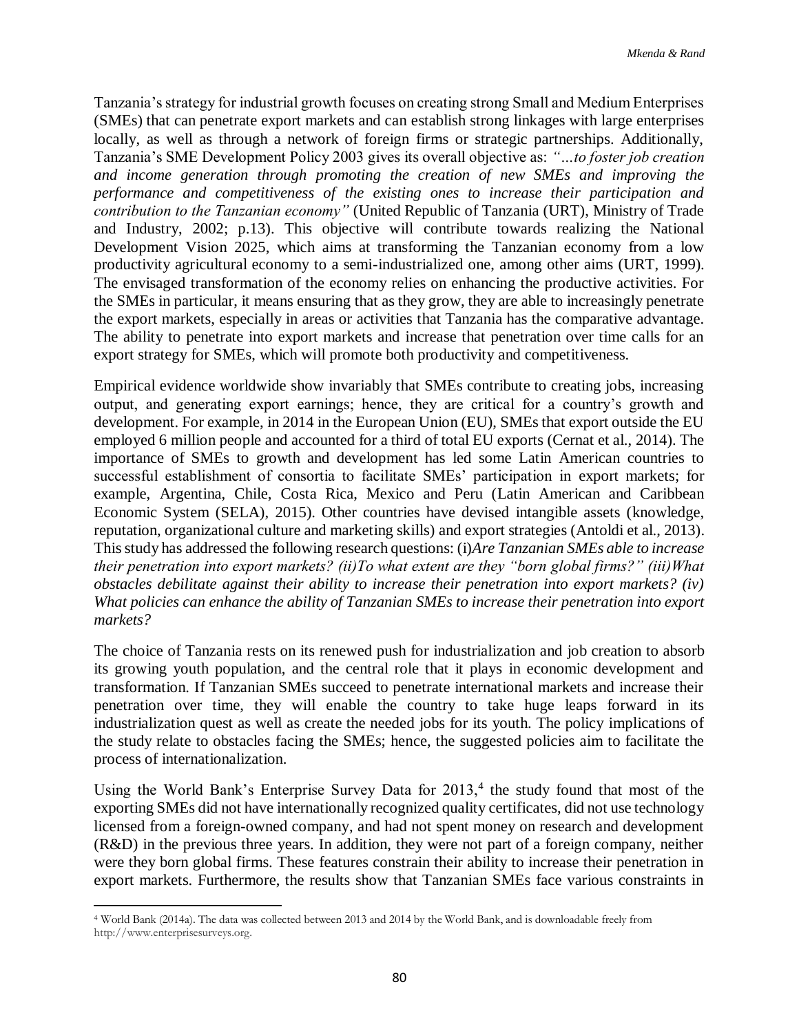Tanzania's strategy for industrial growth focuses on creating strong Small and Medium Enterprises (SMEs) that can penetrate export markets and can establish strong linkages with large enterprises locally, as well as through a network of foreign firms or strategic partnerships. Additionally, Tanzania's SME Development Policy 2003 gives its overall objective as: *"…to foster job creation and income generation through promoting the creation of new SMEs and improving the performance and competitiveness of the existing ones to increase their participation and contribution to the Tanzanian economy"* (United Republic of Tanzania (URT), Ministry of Trade and Industry, 2002; p.13). This objective will contribute towards realizing the National Development Vision 2025, which aims at transforming the Tanzanian economy from a low productivity agricultural economy to a semi-industrialized one, among other aims (URT, 1999). The envisaged transformation of the economy relies on enhancing the productive activities. For the SMEs in particular, it means ensuring that as they grow, they are able to increasingly penetrate the export markets, especially in areas or activities that Tanzania has the comparative advantage. The ability to penetrate into export markets and increase that penetration over time calls for an export strategy for SMEs, which will promote both productivity and competitiveness.

Empirical evidence worldwide show invariably that SMEs contribute to creating jobs, increasing output, and generating export earnings; hence, they are critical for a country's growth and development. For example, in 2014 in the European Union (EU), SMEs that export outside the EU employed 6 million people and accounted for a third of total EU exports (Cernat et al., 2014). The importance of SMEs to growth and development has led some Latin American countries to successful establishment of consortia to facilitate SMEs' participation in export markets; for example, Argentina, Chile, Costa Rica, Mexico and Peru (Latin American and Caribbean Economic System (SELA), 2015). Other countries have devised intangible assets (knowledge, reputation, organizational culture and marketing skills) and export strategies (Antoldi et al., 2013). This study has addressed the following research questions: (i)*Are Tanzanian SMEs able to increase their penetration into export markets? (ii)To what extent are they "born global firms?" (iii)What obstacles debilitate against their ability to increase their penetration into export markets? (iv) What policies can enhance the ability of Tanzanian SMEs to increase their penetration into export markets?*

The choice of Tanzania rests on its renewed push for industrialization and job creation to absorb its growing youth population, and the central role that it plays in economic development and transformation. If Tanzanian SMEs succeed to penetrate international markets and increase their penetration over time, they will enable the country to take huge leaps forward in its industrialization quest as well as create the needed jobs for its youth. The policy implications of the study relate to obstacles facing the SMEs; hence, the suggested policies aim to facilitate the process of internationalization.

Using the World Bank's Enterprise Survey Data for 2013,[4] the study found that most of the exporting SMEs did not have internationally recognized quality certificates, did not use technology licensed from a foreign-owned company, and had not spent money on research and development (R&D) in the previous three years. In addition, they were not part of a foreign company, neither were they born global firms. These features constrain their ability to increase their penetration in export markets. Furthermore, the results show that Tanzanian SMEs face various constraints in

[4] World Bank (2014a). The data was collected between 2013 and 2014 by the World Bank, and is downloadable freely from http://www.enterprisesurveys.org.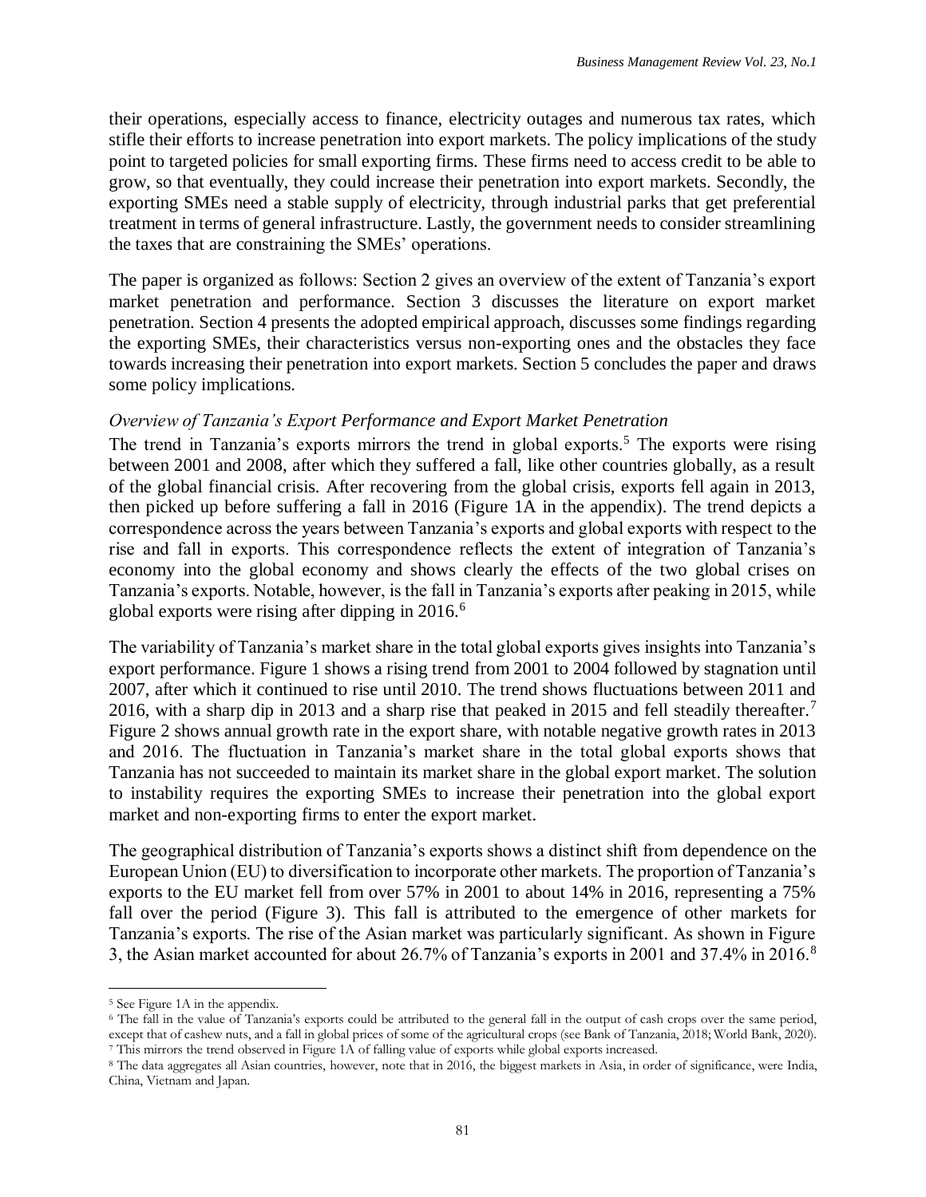their operations, especially access to finance, electricity outages and numerous tax rates, which stifle their efforts to increase penetration into export markets. The policy implications of the study point to targeted policies for small exporting firms. These firms need to access credit to be able to grow, so that eventually, they could increase their penetration into export markets. Secondly, the exporting SMEs need a stable supply of electricity, through industrial parks that get preferential treatment in terms of general infrastructure. Lastly, the government needs to consider streamlining the taxes that are constraining the SMEs' operations.

The paper is organized as follows: Section 2 gives an overview of the extent of Tanzania's export market penetration and performance. Section 3 discusses the literature on export market penetration. Section 4 presents the adopted empirical approach, discusses some findings regarding the exporting SMEs, their characteristics versus non-exporting ones and the obstacles they face towards increasing their penetration into export markets. Section 5 concludes the paper and draws some policy implications.

## *Overview of Tanzania's Export Performance and Export Market Penetration*

The trend in Tanzania's exports mirrors the trend in global exports.[5] The exports were rising between 2001 and 2008, after which they suffered a fall, like other countries globally, as a result of the global financial crisis. After recovering from the global crisis, exports fell again in 2013, then picked up before suffering a fall in 2016 (Figure 1A in the appendix). The trend depicts a correspondence across the years between Tanzania's exports and global exports with respect to the rise and fall in exports. This correspondence reflects the extent of integration of Tanzania's economy into the global economy and shows clearly the effects of the two global crises on Tanzania's exports. Notable, however, is the fall in Tanzania's exports after peaking in 2015, while global exports were rising after dipping in 2016.[6]

The variability of Tanzania's market share in the total global exports gives insights into Tanzania's export performance. Figure 1 shows a rising trend from 2001 to 2004 followed by stagnation until 2007, after which it continued to rise until 2010. The trend shows fluctuations between 2011 and 2016, with a sharp dip in 2013 and a sharp rise that peaked in 2015 and fell steadily thereafter.[7] Figure 2 shows annual growth rate in the export share, with notable negative growth rates in 2013 and 2016. The fluctuation in Tanzania's market share in the total global exports shows that Tanzania has not succeeded to maintain its market share in the global export market. The solution to instability requires the exporting SMEs to increase their penetration into the global export market and non-exporting firms to enter the export market.

The geographical distribution of Tanzania's exports shows a distinct shift from dependence on the European Union (EU) to diversification to incorporate other markets. The proportion of Tanzania's exports to the EU market fell from over 57% in 2001 to about 14% in 2016, representing a 75% fall over the period (Figure 3). This fall is attributed to the emergence of other markets for Tanzania's exports. The rise of the Asian market was particularly significant. As shown in Figure 3, the Asian market accounted for about 26.7% of Tanzania's exports in 2001 and 37.4% in 2016.[8]

---

[5] See Figure 1A in the appendix.

[6] The fall in the value of Tanzania's exports could be attributed to the general fall in the output of cash crops over the same period, except that of cashew nuts, and a fall in global prices of some of the agricultural crops (see Bank of Tanzania, 2018; World Bank, 2020).

[7] This mirrors the trend observed in Figure 1A of falling value of exports while global exports increased.

[8] The data aggregates all Asian countries, however, note that in 2016, the biggest markets in Asia, in order of significance, were India, China, Vietnam and Japan.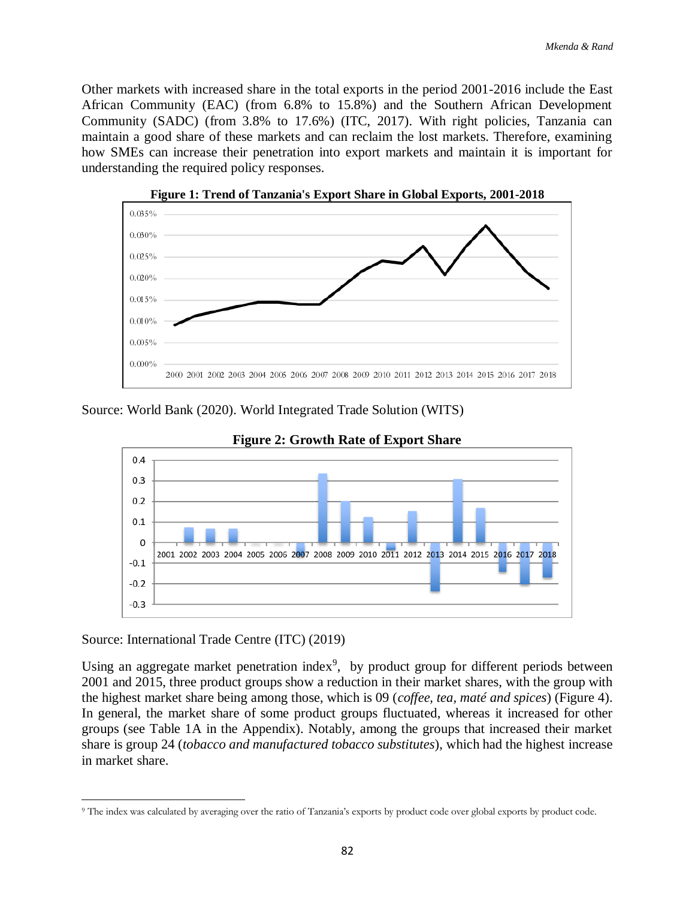Other markets with increased share in the total exports in the period 2001-2016 include the East African Community (EAC) (from 6.8% to 15.8%) and the Southern African Development Community (SADC) (from 3.8% to 17.6%) (ITC, 2017). With right policies, Tanzania can maintain a good share of these markets and can reclaim the lost markets. Therefore, examining how SMEs can increase their penetration into export markets and maintain it is important for understanding the required policy responses.

**Figure 1: Trend of Tanzania's Export Share in Global Exports, 2001-2018**

Source: World Bank (2020). World Integrated Trade Solution (WITS)

**Figure 2: Growth Rate of Export Share**

Source: International Trade Centre (ITC) (2019)

Using an aggregate market penetration index[9], by product group for different periods between 2001 and 2015, three product groups show a reduction in their market shares, with the group with the highest market share being among those, which is 09 (*coffee, tea, maté and spices*) (Figure 4). In general, the market share of some product groups fluctuated, whereas it increased for other groups (see Table 1A in the Appendix). Notably, among the groups that increased their market share is group 24 (*tobacco and manufactured tobacco substitutes*), which had the highest increase in market share.

[9] The index was calculated by averaging over the ratio of Tanzania's exports by product code over global exports by product code.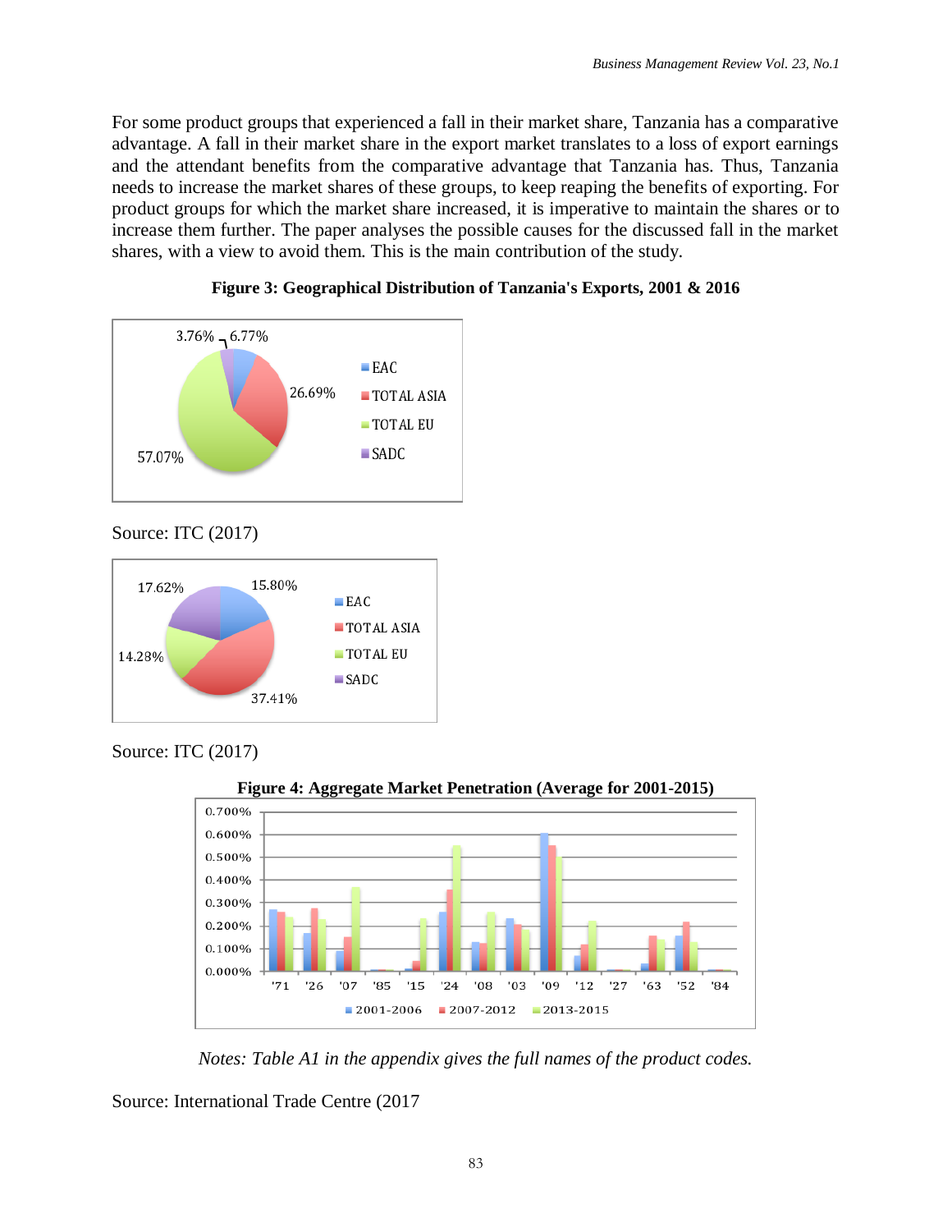For some product groups that experienced a fall in their market share, Tanzania has a comparative advantage. A fall in their market share in the export market translates to a loss of export earnings and the attendant benefits from the comparative advantage that Tanzania has. Thus, Tanzania needs to increase the market shares of these groups, to keep reaping the benefits of exporting. For product groups for which the market share increased, it is imperative to maintain the shares or to increase them further. The paper analyses the possible causes for the discussed fall in the market shares, with a view to avoid them. This is the main contribution of the study.

**Figure 3: Geographical Distribution of Tanzania's Exports, 2001 & 2016**

Source: ITC (2017)

Source: ITC (2017)

**Figure 4: Aggregate Market Penetration (Average for 2001-2015)**

*Notes: Table A1 in the appendix gives the full names of the product codes.*

Source: International Trade Centre (2017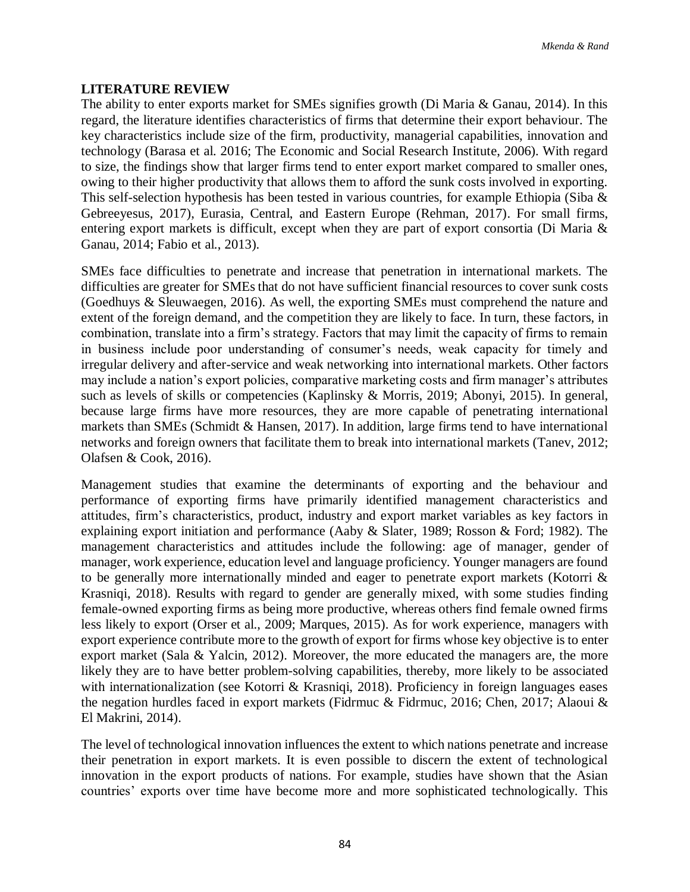## LITERATURE REVIEW

The ability to enter exports market for SMEs signifies growth (Di Maria & Ganau, 2014). In this regard, the literature identifies characteristics of firms that determine their export behaviour. The key characteristics include size of the firm, productivity, managerial capabilities, innovation and technology (Barasa et al. 2016; The Economic and Social Research Institute, 2006). With regard to size, the findings show that larger firms tend to enter export market compared to smaller ones, owing to their higher productivity that allows them to afford the sunk costs involved in exporting. This self-selection hypothesis has been tested in various countries, for example Ethiopia (Siba & Gebreeyesus, 2017), Eurasia, Central, and Eastern Europe (Rehman, 2017). For small firms, entering export markets is difficult, except when they are part of export consortia (Di Maria & Ganau, 2014; Fabio et al., 2013).

SMEs face difficulties to penetrate and increase that penetration in international markets. The difficulties are greater for SMEs that do not have sufficient financial resources to cover sunk costs (Goedhuys & Sleuwaegen, 2016). As well, the exporting SMEs must comprehend the nature and extent of the foreign demand, and the competition they are likely to face. In turn, these factors, in combination, translate into a firm's strategy. Factors that may limit the capacity of firms to remain in business include poor understanding of consumer's needs, weak capacity for timely and irregular delivery and after-service and weak networking into international markets. Other factors may include a nation's export policies, comparative marketing costs and firm manager's attributes such as levels of skills or competencies (Kaplinsky & Morris, 2019; Abonyi, 2015). In general, because large firms have more resources, they are more capable of penetrating international markets than SMEs (Schmidt & Hansen, 2017). In addition, large firms tend to have international networks and foreign owners that facilitate them to break into international markets (Tanev, 2012; Olafsen & Cook, 2016).

Management studies that examine the determinants of exporting and the behaviour and performance of exporting firms have primarily identified management characteristics and attitudes, firm's characteristics, product, industry and export market variables as key factors in explaining export initiation and performance (Aaby & Slater, 1989; Rosson & Ford; 1982). The management characteristics and attitudes include the following: age of manager, gender of manager, work experience, education level and language proficiency. Younger managers are found to be generally more internationally minded and eager to penetrate export markets (Kotorri & Krasniqi, 2018). Results with regard to gender are generally mixed, with some studies finding female-owned exporting firms as being more productive, whereas others find female owned firms less likely to export (Orser et al., 2009; Marques, 2015). As for work experience, managers with export experience contribute more to the growth of export for firms whose key objective is to enter export market (Sala & Yalcin, 2012). Moreover, the more educated the managers are, the more likely they are to have better problem-solving capabilities, thereby, more likely to be associated with internationalization (see Kotorri & Krasniqi, 2018). Proficiency in foreign languages eases the negation hurdles faced in export markets (Fidrmuc & Fidrmuc, 2016; Chen, 2017; Alaoui & El Makrini, 2014).

The level of technological innovation influences the extent to which nations penetrate and increase their penetration in export markets. It is even possible to discern the extent of technological innovation in the export products of nations. For example, studies have shown that the Asian countries' exports over time have become more and more sophisticated technologically. This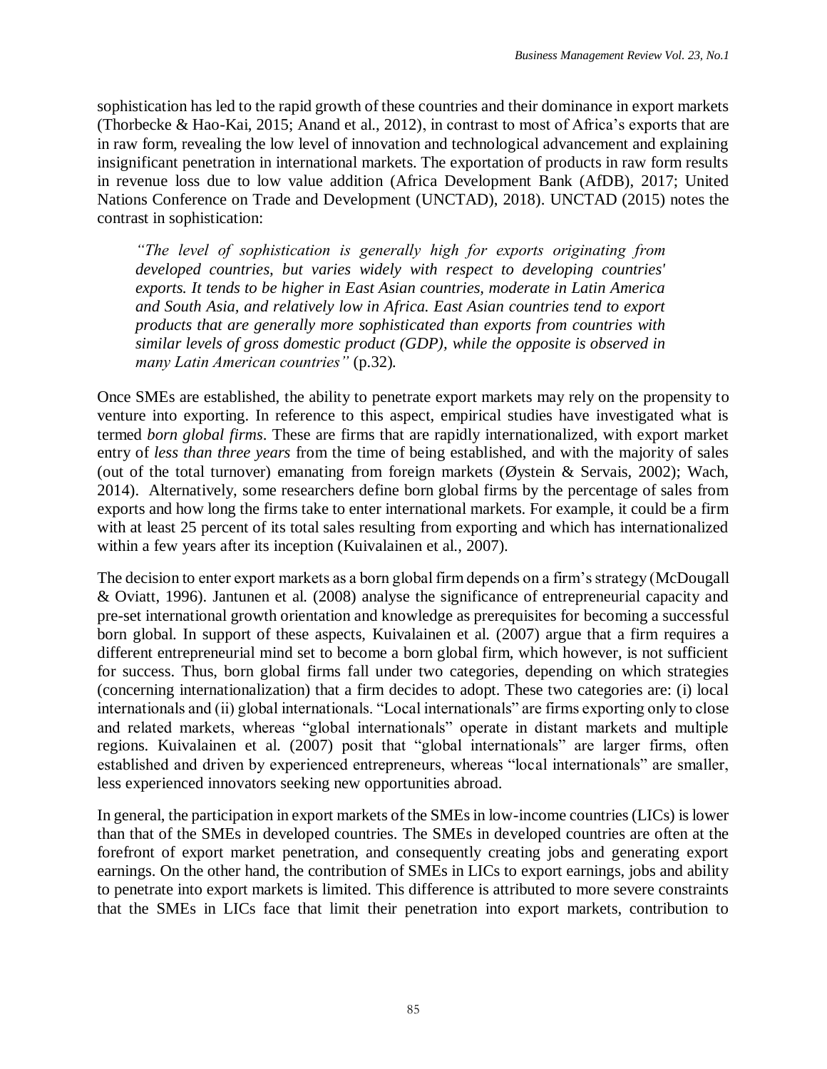sophistication has led to the rapid growth of these countries and their dominance in export markets (Thorbecke & Hao-Kai, 2015; Anand et al., 2012), in contrast to most of Africa's exports that are in raw form, revealing the low level of innovation and technological advancement and explaining insignificant penetration in international markets. The exportation of products in raw form results in revenue loss due to low value addition (Africa Development Bank (AfDB), 2017; United Nations Conference on Trade and Development (UNCTAD), 2018). UNCTAD (2015) notes the contrast in sophistication:

> *"The level of sophistication is generally high for exports originating from developed countries, but varies widely with respect to developing countries' exports. It tends to be higher in East Asian countries, moderate in Latin America and South Asia, and relatively low in Africa. East Asian countries tend to export products that are generally more sophisticated than exports from countries with similar levels of gross domestic product (GDP), while the opposite is observed in many Latin American countries"* (p.32).

Once SMEs are established, the ability to penetrate export markets may rely on the propensity to venture into exporting. In reference to this aspect, empirical studies have investigated what is termed *born global firms*. These are firms that are rapidly internationalized, with export market entry of *less than three years* from the time of being established, and with the majority of sales (out of the total turnover) emanating from foreign markets (Øystein & Servais, 2002); Wach, 2014). Alternatively, some researchers define born global firms by the percentage of sales from exports and how long the firms take to enter international markets. For example, it could be a firm with at least 25 percent of its total sales resulting from exporting and which has internationalized within a few years after its inception (Kuivalainen et al., 2007).

The decision to enter export markets as a born global firm depends on a firm's strategy (McDougall & Oviatt, 1996). Jantunen et al. (2008) analyse the significance of entrepreneurial capacity and pre-set international growth orientation and knowledge as prerequisites for becoming a successful born global. In support of these aspects, Kuivalainen et al. (2007) argue that a firm requires a different entrepreneurial mind set to become a born global firm, which however, is not sufficient for success. Thus, born global firms fall under two categories, depending on which strategies (concerning internationalization) that a firm decides to adopt. These two categories are: (i) local internationals and (ii) global internationals. "Local internationals" are firms exporting only to close and related markets, whereas "global internationals" operate in distant markets and multiple regions. Kuivalainen et al. (2007) posit that "global internationals" are larger firms, often established and driven by experienced entrepreneurs, whereas "local internationals" are smaller, less experienced innovators seeking new opportunities abroad.

In general, the participation in export markets of the SMEs in low-income countries (LICs) is lower than that of the SMEs in developed countries. The SMEs in developed countries are often at the forefront of export market penetration, and consequently creating jobs and generating export earnings. On the other hand, the contribution of SMEs in LICs to export earnings, jobs and ability to penetrate into export markets is limited. This difference is attributed to more severe constraints that the SMEs in LICs face that limit their penetration into export markets, contribution to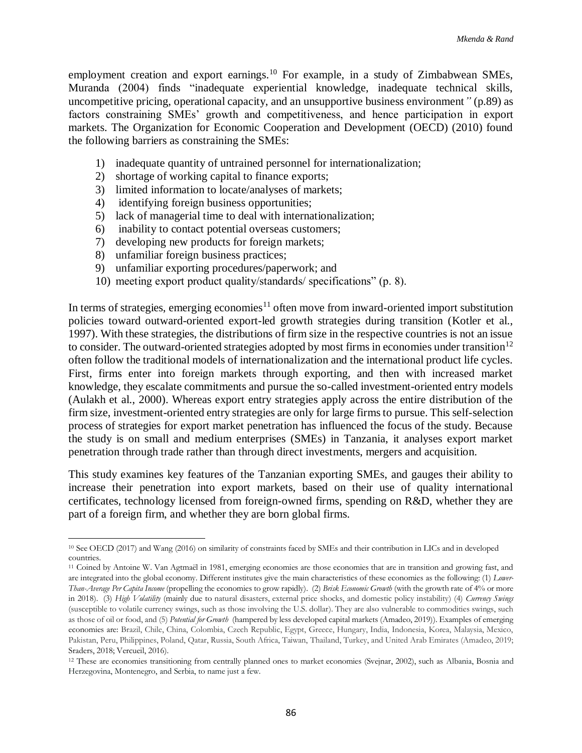employment creation and export earnings.[10] For example, in a study of Zimbabwean SMEs, Muranda (2004) finds "inadequate experiential knowledge, inadequate technical skills, uncompetitive pricing, operational capacity, and an unsupportive business environment*"* (p.89) as factors constraining SMEs' growth and competitiveness, and hence participation in export markets. The Organization for Economic Cooperation and Development (OECD) (2010) found the following barriers as constraining the SMEs:

1) inadequate quantity of untrained personnel for internationalization;
2) shortage of working capital to finance exports;
3) limited information to locate/analyses of markets;
4) identifying foreign business opportunities;
5) lack of managerial time to deal with internationalization;
6) inability to contact potential overseas customers;
7) developing new products for foreign markets;
8) unfamiliar foreign business practices;
9) unfamiliar exporting procedures/paperwork; and
10) meeting export product quality/standards/ specifications" (p. 8).

In terms of strategies, emerging economies[11] often move from inward-oriented import substitution policies toward outward-oriented export-led growth strategies during transition (Kotler et al., 1997). With these strategies, the distributions of firm size in the respective countries is not an issue to consider. The outward-oriented strategies adopted by most firms in economies under transition[12] often follow the traditional models of internationalization and the international product life cycles. First, firms enter into foreign markets through exporting, and then with increased market knowledge, they escalate commitments and pursue the so-called investment-oriented entry models (Aulakh et al., 2000). Whereas export entry strategies apply across the entire distribution of the firm size, investment-oriented entry strategies are only for large firms to pursue. This self-selection process of strategies for export market penetration has influenced the focus of the study. Because the study is on small and medium enterprises (SMEs) in Tanzania, it analyses export market penetration through trade rather than through direct investments, mergers and acquisition.

This study examines key features of the Tanzanian exporting SMEs, and gauges their ability to increase their penetration into export markets, based on their use of quality international certificates, technology licensed from foreign-owned firms, spending on R&D, whether they are part of a foreign firm, and whether they are born global firms.

---

[10] See OECD (2017) and Wang (2016) on similarity of constraints faced by SMEs and their contribution in LICs and in developed countries.

[11] Coined by Antoine W. Van Agtmaël in 1981, emerging economies are those economies that are in transition and growing fast, and are integrated into the global economy. Different institutes give the main characteristics of these economies as the following: (1) *Lower-Than-Average Per Capita Income* (propelling the economies to grow rapidly). (2) *Brisk Economic Growth* (with the growth rate of 4% or more in 2018). (3) *High Volatility* (mainly due to natural disasters, external price shocks, and domestic policy instability) (4) *Currency Swings* (susceptible to volatile currency swings, such as those involving the U.S. dollar). They are also vulnerable to commodities swings, such as those of oil or food, and (5) *Potential for Growth* (hampered by less developed capital markets (Amadeo, 2019)). Examples of emerging economies are: Brazil, Chile, China, Colombia, Czech Republic, Egypt, Greece, Hungary, India, Indonesia, Korea, Malaysia, Mexico, Pakistan, Peru, Philippines, Poland, Qatar, Russia, South Africa, Taiwan, Thailand, Turkey, and United Arab Emirates (Amadeo, 2019; Sraders, 2018; Vercueil, 2016).

[12] These are economies transitioning from centrally planned ones to market economies (Svejnar, 2002), such as Albania, Bosnia and Herzegovina, Montenegro, and Serbia, to name just a few.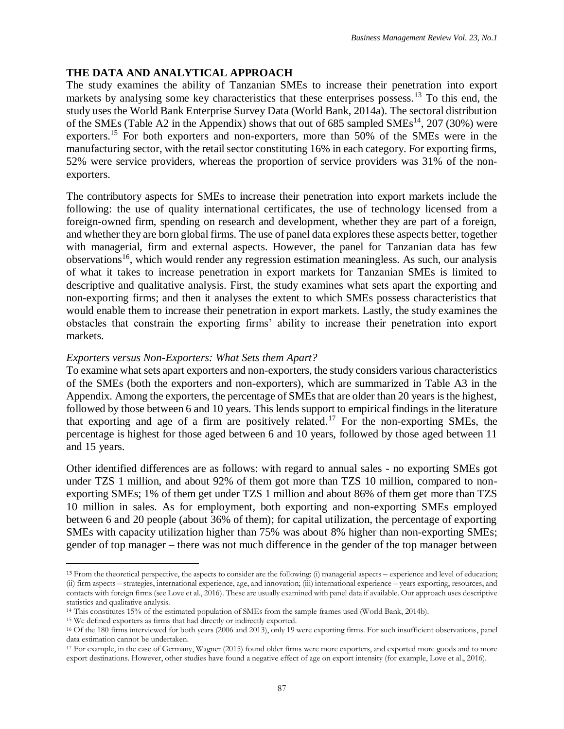## THE DATA AND ANALYTICAL APPROACH

The study examines the ability of Tanzanian SMEs to increase their penetration into export markets by analysing some key characteristics that these enterprises possess.[13] To this end, the study uses the World Bank Enterprise Survey Data (World Bank, 2014a). The sectoral distribution of the SMEs (Table A2 in the Appendix) shows that out of 685 sampled SMEs[14], 207 (30%) were exporters.[15] For both exporters and non-exporters, more than 50% of the SMEs were in the manufacturing sector, with the retail sector constituting 16% in each category. For exporting firms, 52% were service providers, whereas the proportion of service providers was 31% of the non-exporters.

The contributory aspects for SMEs to increase their penetration into export markets include the following: the use of quality international certificates, the use of technology licensed from a foreign-owned firm, spending on research and development, whether they are part of a foreign, and whether they are born global firms. The use of panel data explores these aspects better, together with managerial, firm and external aspects. However, the panel for Tanzanian data has few observations[16], which would render any regression estimation meaningless. As such, our analysis of what it takes to increase penetration in export markets for Tanzanian SMEs is limited to descriptive and qualitative analysis. First, the study examines what sets apart the exporting and non-exporting firms; and then it analyses the extent to which SMEs possess characteristics that would enable them to increase their penetration in export markets. Lastly, the study examines the obstacles that constrain the exporting firms' ability to increase their penetration into export markets.

### *Exporters versus Non-Exporters: What Sets them Apart?*

To examine what sets apart exporters and non-exporters, the study considers various characteristics of the SMEs (both the exporters and non-exporters), which are summarized in Table A3 in the Appendix. Among the exporters, the percentage of SMEs that are older than 20 years is the highest, followed by those between 6 and 10 years. This lends support to empirical findings in the literature that exporting and age of a firm are positively related.[17] For the non-exporting SMEs, the percentage is highest for those aged between 6 and 10 years, followed by those aged between 11 and 15 years.

Other identified differences are as follows: with regard to annual sales - no exporting SMEs got under TZS 1 million, and about 92% of them got more than TZS 10 million, compared to non-exporting SMEs; 1% of them get under TZS 1 million and about 86% of them get more than TZS 10 million in sales. As for employment, both exporting and non-exporting SMEs employed between 6 and 20 people (about 36% of them); for capital utilization, the percentage of exporting SMEs with capacity utilization higher than 75% was about 8% higher than non-exporting SMEs; gender of top manager – there was not much difference in the gender of the top manager between

---

[13] From the theoretical perspective, the aspects to consider are the following: (i) managerial aspects – experience and level of education; (ii) firm aspects – strategies, international experience, age, and innovation; (iii) international experience – years exporting, resources, and contacts with foreign firms (see Love et al., 2016). These are usually examined with panel data if available. Our approach uses descriptive statistics and qualitative analysis.

[14] This constitutes 15% of the estimated population of SMEs from the sample frames used (World Bank, 2014b).

[15] We defined exporters as firms that had directly or indirectly exported.

[16] Of the 180 firms interviewed for both years (2006 and 2013), only 19 were exporting firms. For such insufficient observations, panel data estimation cannot be undertaken.

[17] For example, in the case of Germany, Wagner (2015) found older firms were more exporters, and exported more goods and to more export destinations. However, other studies have found a negative effect of age on export intensity (for example, Love et al., 2016).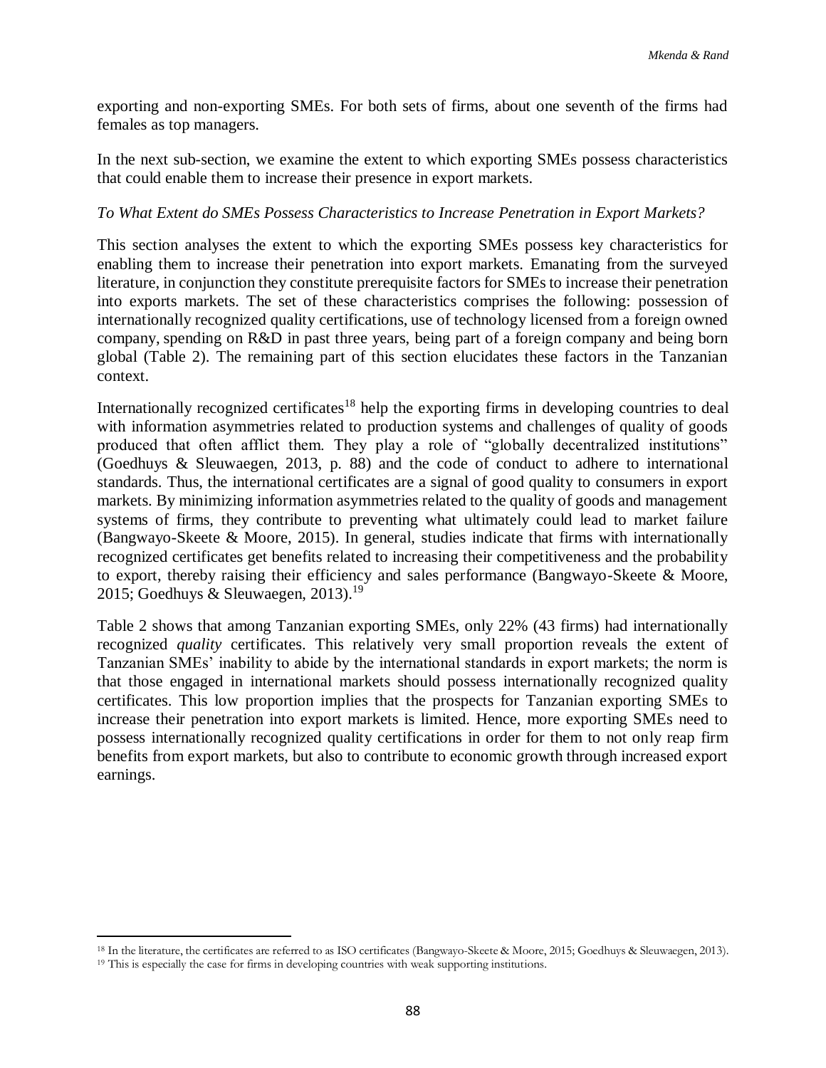exporting and non-exporting SMEs. For both sets of firms, about one seventh of the firms had females as top managers.

In the next sub-section, we examine the extent to which exporting SMEs possess characteristics that could enable them to increase their presence in export markets.

*To What Extent do SMEs Possess Characteristics to Increase Penetration in Export Markets?*

This section analyses the extent to which the exporting SMEs possess key characteristics for enabling them to increase their penetration into export markets. Emanating from the surveyed literature, in conjunction they constitute prerequisite factors for SMEs to increase their penetration into exports markets. The set of these characteristics comprises the following: possession of internationally recognized quality certifications, use of technology licensed from a foreign owned company, spending on R&D in past three years, being part of a foreign company and being born global (Table 2). The remaining part of this section elucidates these factors in the Tanzanian context.

Internationally recognized certificates[18] help the exporting firms in developing countries to deal with information asymmetries related to production systems and challenges of quality of goods produced that often afflict them. They play a role of "globally decentralized institutions" (Goedhuys & Sleuwaegen, 2013, p. 88) and the code of conduct to adhere to international standards. Thus, the international certificates are a signal of good quality to consumers in export markets. By minimizing information asymmetries related to the quality of goods and management systems of firms, they contribute to preventing what ultimately could lead to market failure (Bangwayo-Skeete & Moore, 2015). In general, studies indicate that firms with internationally recognized certificates get benefits related to increasing their competitiveness and the probability to export, thereby raising their efficiency and sales performance (Bangwayo-Skeete & Moore, 2015; Goedhuys & Sleuwaegen, 2013).[19]

Table 2 shows that among Tanzanian exporting SMEs, only 22% (43 firms) had internationally recognized *quality* certificates. This relatively very small proportion reveals the extent of Tanzanian SMEs' inability to abide by the international standards in export markets; the norm is that those engaged in international markets should possess internationally recognized quality certificates. This low proportion implies that the prospects for Tanzanian exporting SMEs to increase their penetration into export markets is limited. Hence, more exporting SMEs need to possess internationally recognized quality certifications in order for them to not only reap firm benefits from export markets, but also to contribute to economic growth through increased export earnings.

[18] In the literature, the certificates are referred to as ISO certificates (Bangwayo-Skeete & Moore, 2015; Goedhuys & Sleuwaegen, 2013).

[19] This is especially the case for firms in developing countries with weak supporting institutions.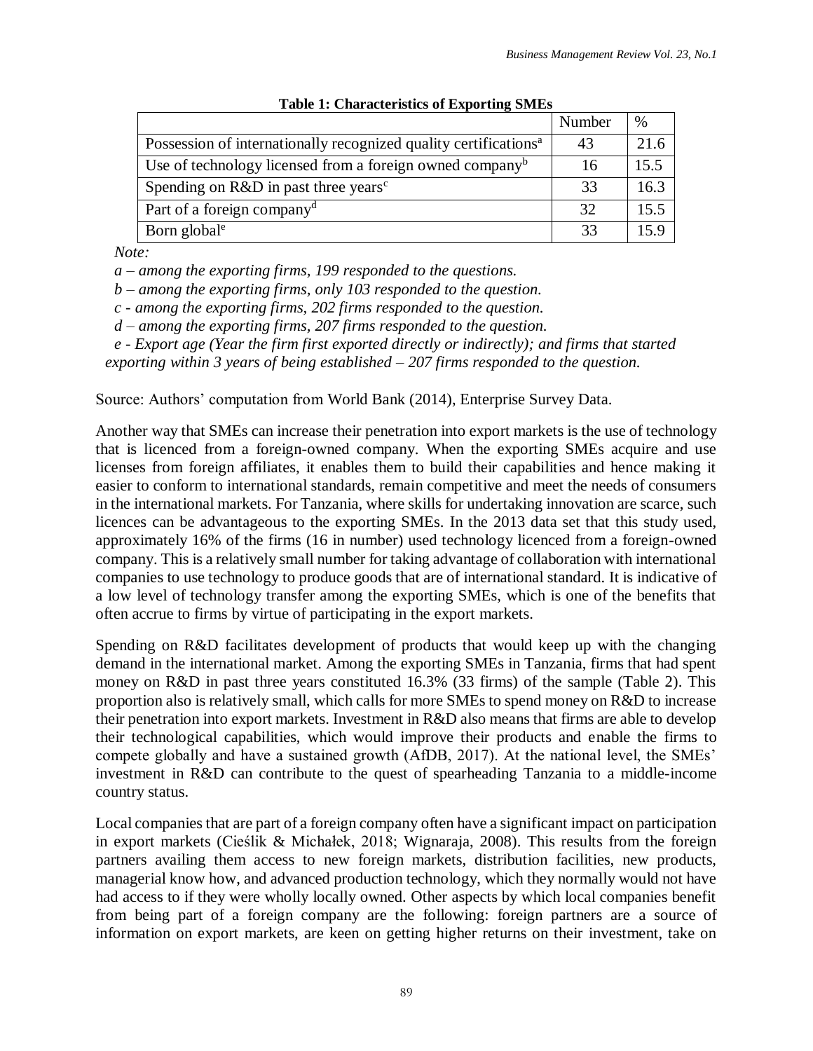**Table 1: Characteristics of Exporting SMEs**

| | Number | % |
|---|---|---|
| Possession of internationally recognized quality certifications[a] | 43 | 21.6 |
| Use of technology licensed from a foreign owned company[b] | 16 | 15.5 |
| Spending on R&D in past three years[c] | 33 | 16.3 |
| Part of a foreign company[d] | 32 | 15.5 |
| Born global[e] | 33 | 15.9 |

*Note:*

*a – among the exporting firms, 199 responded to the questions.*

*b – among the exporting firms, only 103 responded to the question.*

*c - among the exporting firms, 202 firms responded to the question.*

*d – among the exporting firms, 207 firms responded to the question.*

*e - Export age (Year the firm first exported directly or indirectly); and firms that started exporting within 3 years of being established – 207 firms responded to the question.*

Source: Authors' computation from World Bank (2014), Enterprise Survey Data.

Another way that SMEs can increase their penetration into export markets is the use of technology that is licenced from a foreign-owned company. When the exporting SMEs acquire and use licenses from foreign affiliates, it enables them to build their capabilities and hence making it easier to conform to international standards, remain competitive and meet the needs of consumers in the international markets. For Tanzania, where skills for undertaking innovation are scarce, such licences can be advantageous to the exporting SMEs. In the 2013 data set that this study used, approximately 16% of the firms (16 in number) used technology licenced from a foreign-owned company. This is a relatively small number for taking advantage of collaboration with international companies to use technology to produce goods that are of international standard. It is indicative of a low level of technology transfer among the exporting SMEs, which is one of the benefits that often accrue to firms by virtue of participating in the export markets.

Spending on R&D facilitates development of products that would keep up with the changing demand in the international market. Among the exporting SMEs in Tanzania, firms that had spent money on R&D in past three years constituted 16.3% (33 firms) of the sample (Table 2). This proportion also is relatively small, which calls for more SMEs to spend money on R&D to increase their penetration into export markets. Investment in R&D also means that firms are able to develop their technological capabilities, which would improve their products and enable the firms to compete globally and have a sustained growth (AfDB, 2017). At the national level, the SMEs' investment in R&D can contribute to the quest of spearheading Tanzania to a middle-income country status.

Local companies that are part of a foreign company often have a significant impact on participation in export markets (Cieślik & Michałek, 2018; Wignaraja, 2008). This results from the foreign partners availing them access to new foreign markets, distribution facilities, new products, managerial know how, and advanced production technology, which they normally would not have had access to if they were wholly locally owned. Other aspects by which local companies benefit from being part of a foreign company are the following: foreign partners are a source of information on export markets, are keen on getting higher returns on their investment, take on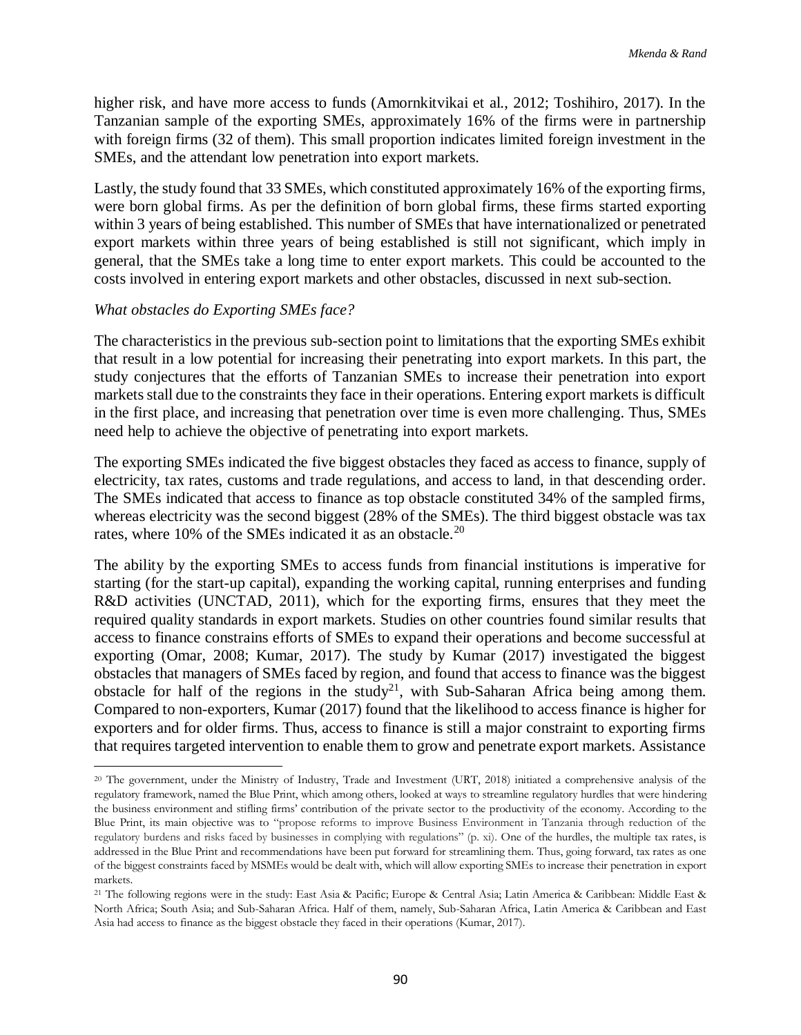higher risk, and have more access to funds (Amornkitvikai et al., 2012; Toshihiro, 2017). In the Tanzanian sample of the exporting SMEs, approximately 16% of the firms were in partnership with foreign firms (32 of them). This small proportion indicates limited foreign investment in the SMEs, and the attendant low penetration into export markets.

Lastly, the study found that 33 SMEs, which constituted approximately 16% of the exporting firms, were born global firms. As per the definition of born global firms, these firms started exporting within 3 years of being established. This number of SMEs that have internationalized or penetrated export markets within three years of being established is still not significant, which imply in general, that the SMEs take a long time to enter export markets. This could be accounted to the costs involved in entering export markets and other obstacles, discussed in next sub-section.

*What obstacles do Exporting SMEs face?*

The characteristics in the previous sub-section point to limitations that the exporting SMEs exhibit that result in a low potential for increasing their penetrating into export markets. In this part, the study conjectures that the efforts of Tanzanian SMEs to increase their penetration into export markets stall due to the constraints they face in their operations. Entering export markets is difficult in the first place, and increasing that penetration over time is even more challenging. Thus, SMEs need help to achieve the objective of penetrating into export markets.

The exporting SMEs indicated the five biggest obstacles they faced as access to finance, supply of electricity, tax rates, customs and trade regulations, and access to land, in that descending order. The SMEs indicated that access to finance as top obstacle constituted 34% of the sampled firms, whereas electricity was the second biggest (28% of the SMEs). The third biggest obstacle was tax rates, where 10% of the SMEs indicated it as an obstacle.[20]

The ability by the exporting SMEs to access funds from financial institutions is imperative for starting (for the start-up capital), expanding the working capital, running enterprises and funding R&D activities (UNCTAD, 2011), which for the exporting firms, ensures that they meet the required quality standards in export markets. Studies on other countries found similar results that access to finance constrains efforts of SMEs to expand their operations and become successful at exporting (Omar, 2008; Kumar, 2017). The study by Kumar (2017) investigated the biggest obstacles that managers of SMEs faced by region, and found that access to finance was the biggest obstacle for half of the regions in the study[21], with Sub-Saharan Africa being among them. Compared to non-exporters, Kumar (2017) found that the likelihood to access finance is higher for exporters and for older firms. Thus, access to finance is still a major constraint to exporting firms that requires targeted intervention to enable them to grow and penetrate export markets. Assistance

[20] The government, under the Ministry of Industry, Trade and Investment (URT, 2018) initiated a comprehensive analysis of the regulatory framework, named the Blue Print, which among others, looked at ways to streamline regulatory hurdles that were hindering the business environment and stifling firms' contribution of the private sector to the productivity of the economy. According to the Blue Print, its main objective was to "propose reforms to improve Business Environment in Tanzania through reduction of the regulatory burdens and risks faced by businesses in complying with regulations" (p. xi). One of the hurdles, the multiple tax rates, is addressed in the Blue Print and recommendations have been put forward for streamlining them. Thus, going forward, tax rates as one of the biggest constraints faced by MSMEs would be dealt with, which will allow exporting SMEs to increase their penetration in export markets.

[21] The following regions were in the study: East Asia & Pacific; Europe & Central Asia; Latin America & Caribbean: Middle East & North Africa; South Asia; and Sub-Saharan Africa. Half of them, namely, Sub-Saharan Africa, Latin America & Caribbean and East Asia had access to finance as the biggest obstacle they faced in their operations (Kumar, 2017).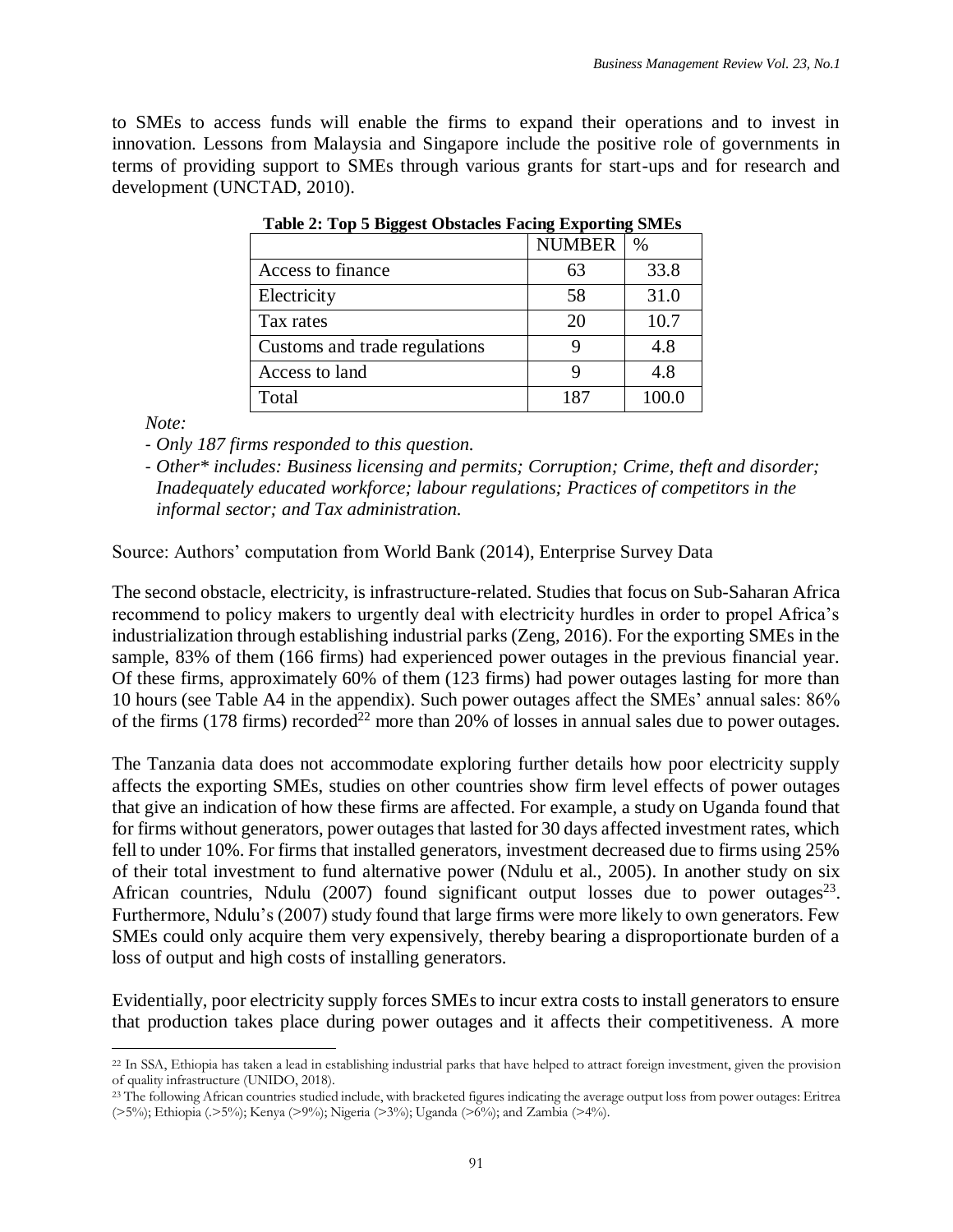to SMEs to access funds will enable the firms to expand their operations and to invest in innovation. Lessons from Malaysia and Singapore include the positive role of governments in terms of providing support to SMEs through various grants for start-ups and for research and development (UNCTAD, 2010).

**Table 2: Top 5 Biggest Obstacles Facing Exporting SMEs**

| | NUMBER | % |
|---|---|---|
| Access to finance | 63 | 33.8 |
| Electricity | 58 | 31.0 |
| Tax rates | 20 | 10.7 |
| Customs and trade regulations | 9 | 4.8 |
| Access to land | 9 | 4.8 |
| Total | 187 | 100.0 |

*Note:*

- *Only 187 firms responded to this question.*
- *Other\* includes: Business licensing and permits; Corruption; Crime, theft and disorder; Inadequately educated workforce; labour regulations; Practices of competitors in the informal sector; and Tax administration.*

Source: Authors' computation from World Bank (2014), Enterprise Survey Data

The second obstacle, electricity, is infrastructure-related. Studies that focus on Sub-Saharan Africa recommend to policy makers to urgently deal with electricity hurdles in order to propel Africa's industrialization through establishing industrial parks (Zeng, 2016). For the exporting SMEs in the sample, 83% of them (166 firms) had experienced power outages in the previous financial year. Of these firms, approximately 60% of them (123 firms) had power outages lasting for more than 10 hours (see Table A4 in the appendix). Such power outages affect the SMEs' annual sales: 86% of the firms (178 firms) recorded[22] more than 20% of losses in annual sales due to power outages.

The Tanzania data does not accommodate exploring further details how poor electricity supply affects the exporting SMEs, studies on other countries show firm level effects of power outages that give an indication of how these firms are affected. For example, a study on Uganda found that for firms without generators, power outages that lasted for 30 days affected investment rates, which fell to under 10%. For firms that installed generators, investment decreased due to firms using 25% of their total investment to fund alternative power (Ndulu et al., 2005). In another study on six African countries, Ndulu (2007) found significant output losses due to power outages[23]. Furthermore, Ndulu's (2007) study found that large firms were more likely to own generators. Few SMEs could only acquire them very expensively, thereby bearing a disproportionate burden of a loss of output and high costs of installing generators.

Evidentially, poor electricity supply forces SMEs to incur extra costs to install generators to ensure that production takes place during power outages and it affects their competitiveness. A more

---

[22] In SSA, Ethiopia has taken a lead in establishing industrial parks that have helped to attract foreign investment, given the provision of quality infrastructure (UNIDO, 2018).

[23] The following African countries studied include, with bracketed figures indicating the average output loss from power outages: Eritrea (>5%); Ethiopia (.>5%); Kenya (>9%); Nigeria (>3%); Uganda (>6%); and Zambia (>4%).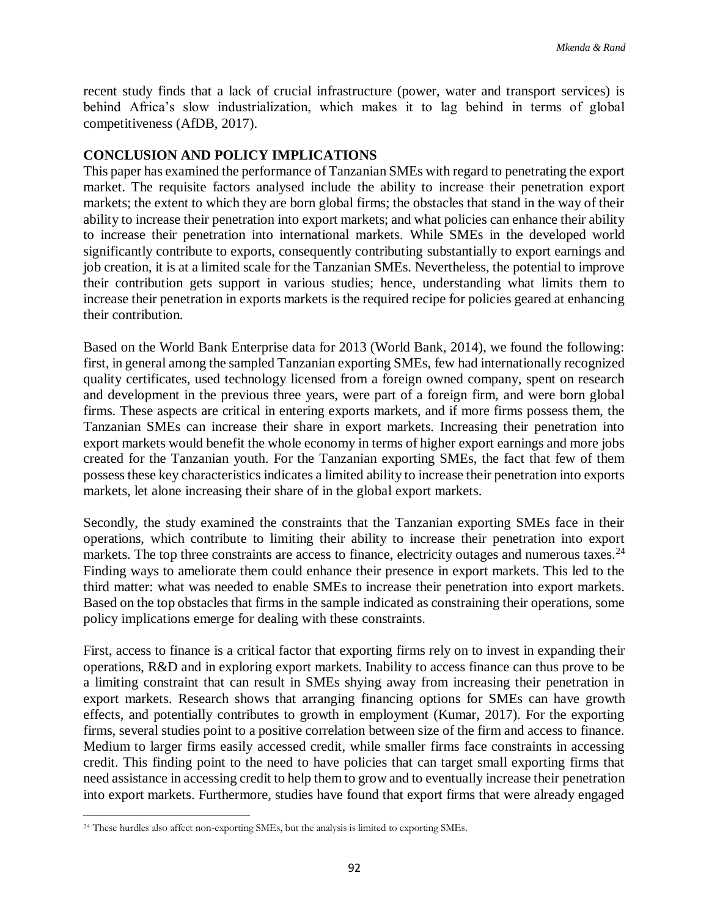recent study finds that a lack of crucial infrastructure (power, water and transport services) is behind Africa's slow industrialization, which makes it to lag behind in terms of global competitiveness (AfDB, 2017).

## CONCLUSION AND POLICY IMPLICATIONS

This paper has examined the performance of Tanzanian SMEs with regard to penetrating the export market. The requisite factors analysed include the ability to increase their penetration export markets; the extent to which they are born global firms; the obstacles that stand in the way of their ability to increase their penetration into export markets; and what policies can enhance their ability to increase their penetration into international markets. While SMEs in the developed world significantly contribute to exports, consequently contributing substantially to export earnings and job creation, it is at a limited scale for the Tanzanian SMEs. Nevertheless, the potential to improve their contribution gets support in various studies; hence, understanding what limits them to increase their penetration in exports markets is the required recipe for policies geared at enhancing their contribution.

Based on the World Bank Enterprise data for 2013 (World Bank, 2014), we found the following: first, in general among the sampled Tanzanian exporting SMEs, few had internationally recognized quality certificates, used technology licensed from a foreign owned company, spent on research and development in the previous three years, were part of a foreign firm, and were born global firms. These aspects are critical in entering exports markets, and if more firms possess them, the Tanzanian SMEs can increase their share in export markets. Increasing their penetration into export markets would benefit the whole economy in terms of higher export earnings and more jobs created for the Tanzanian youth. For the Tanzanian exporting SMEs, the fact that few of them possess these key characteristics indicates a limited ability to increase their penetration into exports markets, let alone increasing their share of in the global export markets.

Secondly, the study examined the constraints that the Tanzanian exporting SMEs face in their operations, which contribute to limiting their ability to increase their penetration into export markets. The top three constraints are access to finance, electricity outages and numerous taxes.[24] Finding ways to ameliorate them could enhance their presence in export markets. This led to the third matter: what was needed to enable SMEs to increase their penetration into export markets. Based on the top obstacles that firms in the sample indicated as constraining their operations, some policy implications emerge for dealing with these constraints.

First, access to finance is a critical factor that exporting firms rely on to invest in expanding their operations, R&D and in exploring export markets. Inability to access finance can thus prove to be a limiting constraint that can result in SMEs shying away from increasing their penetration in export markets. Research shows that arranging financing options for SMEs can have growth effects, and potentially contributes to growth in employment (Kumar, 2017). For the exporting firms, several studies point to a positive correlation between size of the firm and access to finance. Medium to larger firms easily accessed credit, while smaller firms face constraints in accessing credit. This finding point to the need to have policies that can target small exporting firms that need assistance in accessing credit to help them to grow and to eventually increase their penetration into export markets. Furthermore, studies have found that export firms that were already engaged

[24] These hurdles also affect non-exporting SMEs, but the analysis is limited to exporting SMEs.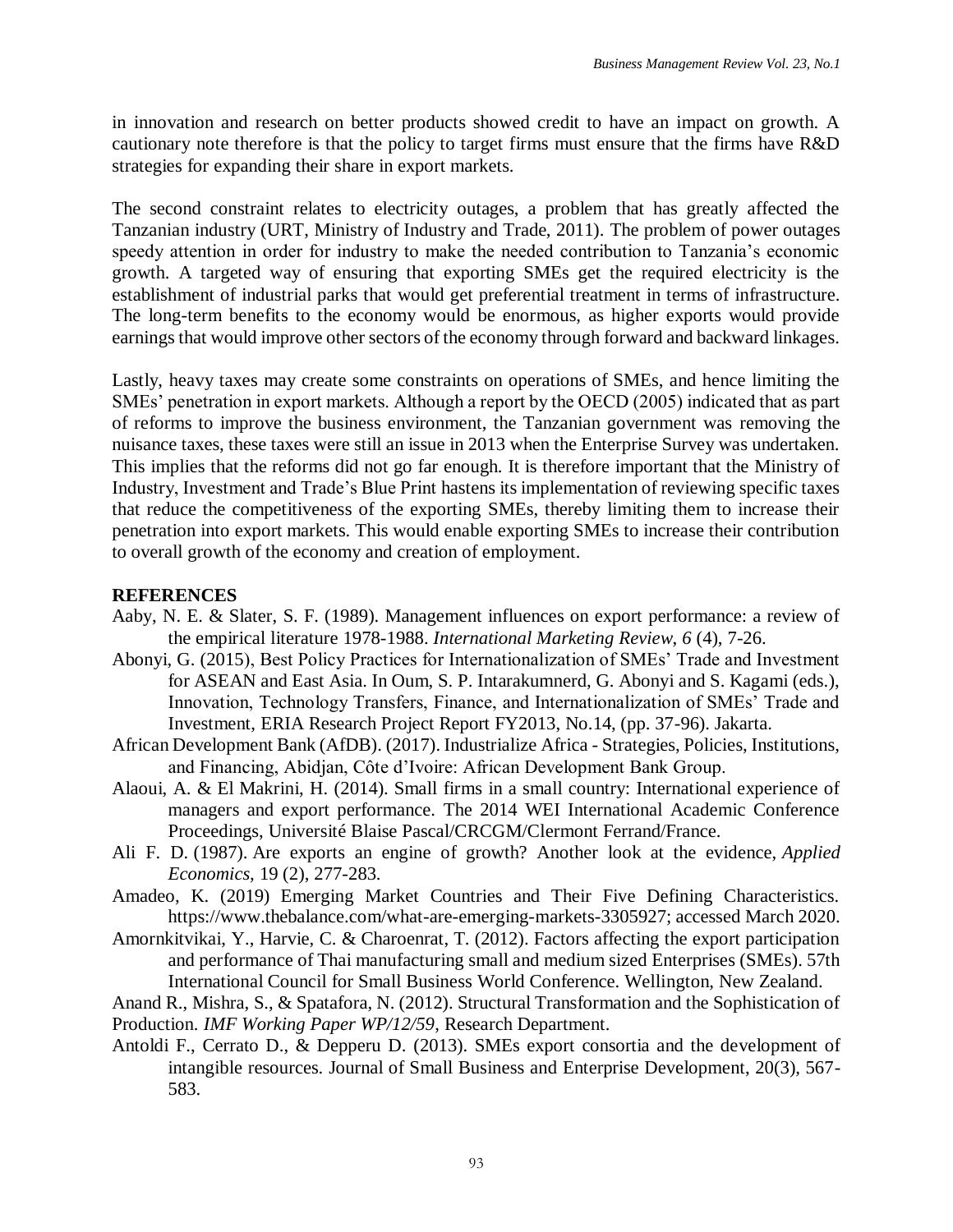in innovation and research on better products showed credit to have an impact on growth. A cautionary note therefore is that the policy to target firms must ensure that the firms have R&D strategies for expanding their share in export markets.

The second constraint relates to electricity outages, a problem that has greatly affected the Tanzanian industry (URT, Ministry of Industry and Trade, 2011). The problem of power outages speedy attention in order for industry to make the needed contribution to Tanzania's economic growth. A targeted way of ensuring that exporting SMEs get the required electricity is the establishment of industrial parks that would get preferential treatment in terms of infrastructure. The long-term benefits to the economy would be enormous, as higher exports would provide earnings that would improve other sectors of the economy through forward and backward linkages.

Lastly, heavy taxes may create some constraints on operations of SMEs, and hence limiting the SMEs' penetration in export markets. Although a report by the OECD (2005) indicated that as part of reforms to improve the business environment, the Tanzanian government was removing the nuisance taxes, these taxes were still an issue in 2013 when the Enterprise Survey was undertaken. This implies that the reforms did not go far enough. It is therefore important that the Ministry of Industry, Investment and Trade's Blue Print hastens its implementation of reviewing specific taxes that reduce the competitiveness of the exporting SMEs, thereby limiting them to increase their penetration into export markets. This would enable exporting SMEs to increase their contribution to overall growth of the economy and creation of employment.

## REFERENCES

Aaby, N. E. & Slater, S. F. (1989). Management influences on export performance: a review of the empirical literature 1978-1988. *International Marketing Review, 6* (4), 7-26.

Abonyi, G. (2015), Best Policy Practices for Internationalization of SMEs' Trade and Investment for ASEAN and East Asia. In Oum, S. P. Intarakumnerd, G. Abonyi and S. Kagami (eds.), Innovation, Technology Transfers, Finance, and Internationalization of SMEs' Trade and Investment, ERIA Research Project Report FY2013, No.14, (pp. 37-96). Jakarta.

African Development Bank (AfDB). (2017). Industrialize Africa - Strategies, Policies, Institutions, and Financing, Abidjan, Côte d'Ivoire: African Development Bank Group.

Alaoui, A. & El Makrini, H. (2014). Small firms in a small country: International experience of managers and export performance. The 2014 WEI International Academic Conference Proceedings, Université Blaise Pascal/CRCGM/Clermont Ferrand/France.

Ali F. D. (1987). Are exports an engine of growth? Another look at the evidence, *Applied Economics*, 19 (2), 277-283.

Amadeo, K. (2019) Emerging Market Countries and Their Five Defining Characteristics. https://www.thebalance.com/what-are-emerging-markets-3305927; accessed March 2020.

Amornkitvikai, Y., Harvie, C. & Charoenrat, T. (2012). Factors affecting the export participation and performance of Thai manufacturing small and medium sized Enterprises (SMEs). 57th International Council for Small Business World Conference. Wellington, New Zealand.

Anand R., Mishra, S., & Spatafora, N. (2012). Structural Transformation and the Sophistication of Production. *IMF Working Paper WP/12/59*, Research Department.

Antoldi F., Cerrato D., & Depperu D. (2013). SMEs export consortia and the development of intangible resources. Journal of Small Business and Enterprise Development, 20(3), 567-583.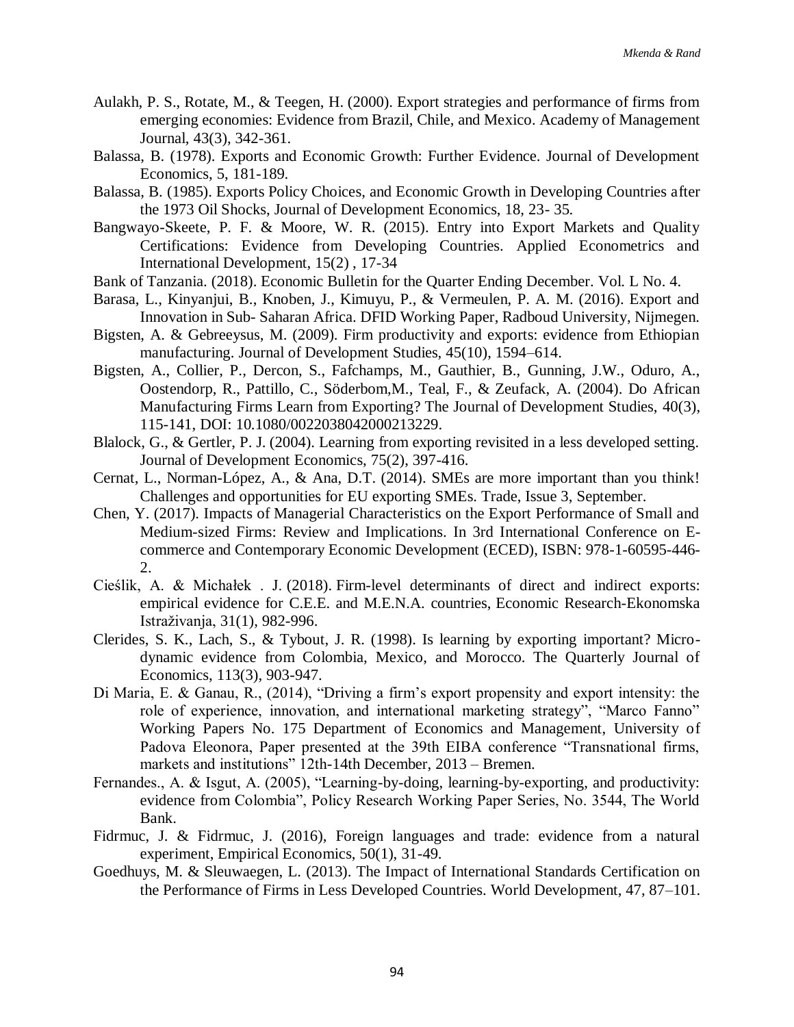Aulakh, P. S., Rotate, M., & Teegen, H. (2000). Export strategies and performance of firms from emerging economies: Evidence from Brazil, Chile, and Mexico. Academy of Management Journal, 43(3), 342-361.

Balassa, B. (1978). Exports and Economic Growth: Further Evidence. Journal of Development Economics, 5, 181-189.

Balassa, B. (1985). Exports Policy Choices, and Economic Growth in Developing Countries after the 1973 Oil Shocks, Journal of Development Economics, 18, 23- 35.

Bangwayo-Skeete, P. F. & Moore, W. R. (2015). Entry into Export Markets and Quality Certifications: Evidence from Developing Countries. Applied Econometrics and International Development, 15(2) , 17-34

Bank of Tanzania. (2018). Economic Bulletin for the Quarter Ending December. Vol. L No. 4.

Barasa, L., Kinyanjui, B., Knoben, J., Kimuyu, P., & Vermeulen, P. A. M. (2016). Export and Innovation in Sub- Saharan Africa. DFID Working Paper, Radboud University, Nijmegen.

Bigsten, A. & Gebreeysus, M. (2009). Firm productivity and exports: evidence from Ethiopian manufacturing. Journal of Development Studies, 45(10), 1594–614.

Bigsten, A., Collier, P., Dercon, S., Fafchamps, M., Gauthier, B., Gunning, J.W., Oduro, A., Oostendorp, R., Pattillo, C., Söderbom,M., Teal, F., & Zeufack, A. (2004). Do African Manufacturing Firms Learn from Exporting? The Journal of Development Studies, 40(3), 115-141, DOI: 10.1080/0022038042000213229.

Blalock, G., & Gertler, P. J. (2004). Learning from exporting revisited in a less developed setting. Journal of Development Economics, 75(2), 397-416.

Cernat, L., Norman-López, A., & Ana, D.T. (2014). SMEs are more important than you think! Challenges and opportunities for EU exporting SMEs. Trade, Issue 3, September.

Chen, Y. (2017). Impacts of Managerial Characteristics on the Export Performance of Small and Medium-sized Firms: Review and Implications. In 3rd International Conference on E-commerce and Contemporary Economic Development (ECED), ISBN: 978-1-60595-446-2.

Cieślik, A. & Michałek . J. (2018). Firm-level determinants of direct and indirect exports: empirical evidence for C.E.E. and M.E.N.A. countries, Economic Research-Ekonomska Istraživanja, 31(1), 982-996.

Clerides, S. K., Lach, S., & Tybout, J. R. (1998). Is learning by exporting important? Micro-dynamic evidence from Colombia, Mexico, and Morocco. The Quarterly Journal of Economics, 113(3), 903-947.

Di Maria, E. & Ganau, R., (2014), "Driving a firm's export propensity and export intensity: the role of experience, innovation, and international marketing strategy", "Marco Fanno" Working Papers No. 175 Department of Economics and Management, University of Padova Eleonora, Paper presented at the 39th EIBA conference "Transnational firms, markets and institutions" 12th-14th December, 2013 – Bremen.

Fernandes., A. & Isgut, A. (2005), "Learning-by-doing, learning-by-exporting, and productivity: evidence from Colombia", Policy Research Working Paper Series, No. 3544, The World Bank.

Fidrmuc, J. & Fidrmuc, J. (2016), Foreign languages and trade: evidence from a natural experiment, Empirical Economics, 50(1), 31-49.

Goedhuys, M. & Sleuwaegen, L. (2013). The Impact of International Standards Certification on the Performance of Firms in Less Developed Countries. World Development, 47, 87–101.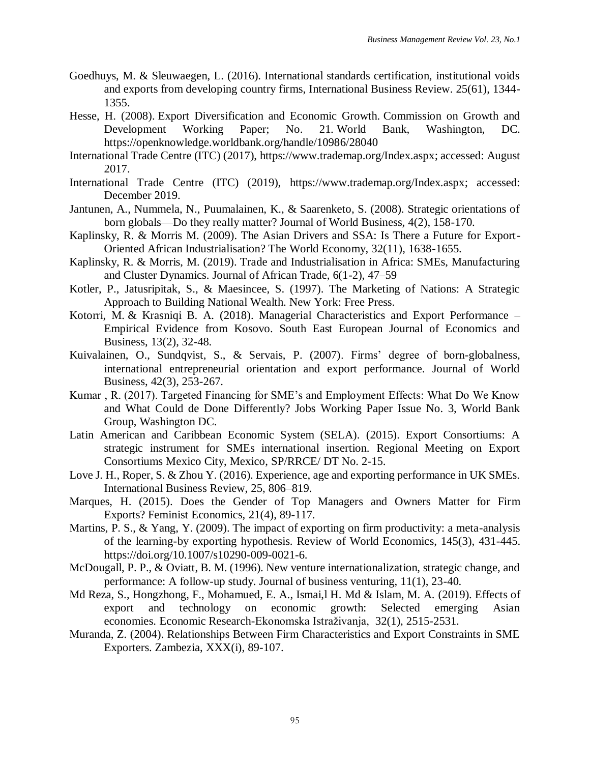Goedhuys, M. & Sleuwaegen, L. (2016). International standards certification, institutional voids and exports from developing country firms, International Business Review. 25(61), 1344-1355.

Hesse, H. (2008). Export Diversification and Economic Growth. Commission on Growth and Development Working Paper; No. 21. World Bank, Washington, DC. https://openknowledge.worldbank.org/handle/10986/28040

International Trade Centre (ITC) (2017), https://www.trademap.org/Index.aspx; accessed: August 2017.

International Trade Centre (ITC) (2019), https://www.trademap.org/Index.aspx; accessed: December 2019.

Jantunen, A., Nummela, N., Puumalainen, K., & Saarenketo, S. (2008). Strategic orientations of born globals—Do they really matter? Journal of World Business, 4(2), 158-170.

Kaplinsky, R. & Morris M. (2009). The Asian Drivers and SSA: Is There a Future for Export-Oriented African Industrialisation? The World Economy, 32(11), 1638-1655.

Kaplinsky, R. & Morris, M. (2019). Trade and Industrialisation in Africa: SMEs, Manufacturing and Cluster Dynamics. Journal of African Trade, 6(1-2), 47–59

Kotler, P., Jatusripitak, S., & Maesincee, S. (1997). The Marketing of Nations: A Strategic Approach to Building National Wealth. New York: Free Press.

Kotorri, M. & Krasniqi B. A. (2018). Managerial Characteristics and Export Performance – Empirical Evidence from Kosovo. South East European Journal of Economics and Business, 13(2), 32-48.

Kuivalainen, O., Sundqvist, S., & Servais, P. (2007). Firms' degree of born-globalness, international entrepreneurial orientation and export performance. Journal of World Business, 42(3), 253-267.

Kumar , R. (2017). Targeted Financing for SME's and Employment Effects: What Do We Know and What Could de Done Differently? Jobs Working Paper Issue No. 3, World Bank Group, Washington DC.

Latin American and Caribbean Economic System (SELA). (2015). Export Consortiums: A strategic instrument for SMEs international insertion. Regional Meeting on Export Consortiums Mexico City, Mexico, SP/RRCE/ DT No. 2-15.

Love J. H., Roper, S. & Zhou Y. (2016). Experience, age and exporting performance in UK SMEs. International Business Review, 25, 806–819.

Marques, H. (2015). Does the Gender of Top Managers and Owners Matter for Firm Exports? Feminist Economics, 21(4), 89-117.

Martins, P. S., & Yang, Y. (2009). The impact of exporting on firm productivity: a meta-analysis of the learning-by exporting hypothesis. Review of World Economics, 145(3), 431-445. https://doi.org/10.1007/s10290-009-0021-6.

McDougall, P. P., & Oviatt, B. M. (1996). New venture internationalization, strategic change, and performance: A follow-up study. Journal of business venturing, 11(1), 23-40.

Md Reza, S., Hongzhong, F., Mohamued, E. A., Ismai,l H. Md & Islam, M. A. (2019). Effects of export and technology on economic growth: Selected emerging Asian economies. Economic Research-Ekonomska Istraživanja, 32(1), 2515-2531.

Muranda, Z. (2004). Relationships Between Firm Characteristics and Export Constraints in SME Exporters. Zambezia, XXX(i), 89-107.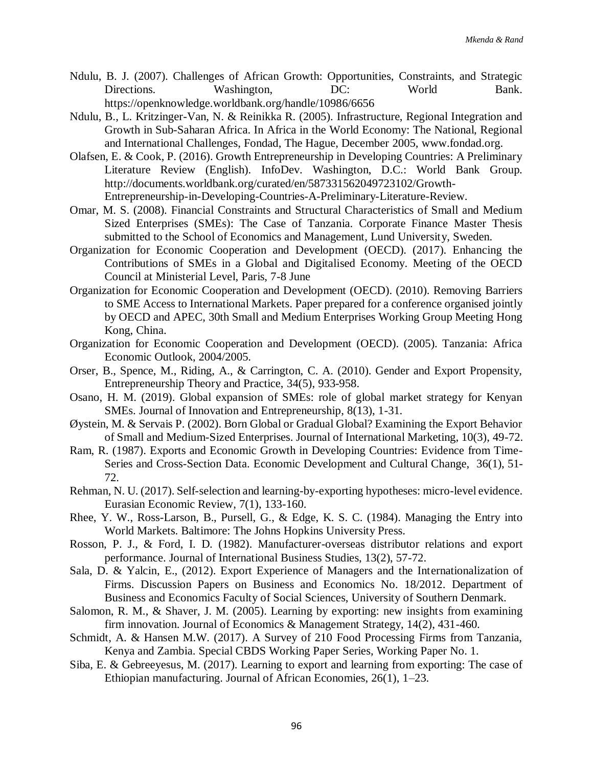Ndulu, B. J. (2007). Challenges of African Growth: Opportunities, Constraints, and Strategic Directions. Washington, DC: World Bank. https://openknowledge.worldbank.org/handle/10986/6656

Ndulu, B., L. Kritzinger-Van, N. & Reinikka R. (2005). Infrastructure, Regional Integration and Growth in Sub-Saharan Africa. In Africa in the World Economy: The National, Regional and International Challenges, Fondad, The Hague, December 2005, www.fondad.org.

Olafsen, E. & Cook, P. (2016). Growth Entrepreneurship in Developing Countries: A Preliminary Literature Review (English). InfoDev. Washington, D.C.: World Bank Group. http://documents.worldbank.org/curated/en/587331562049723102/Growth-Entrepreneurship-in-Developing-Countries-A-Preliminary-Literature-Review.

Omar, M. S. (2008). Financial Constraints and Structural Characteristics of Small and Medium Sized Enterprises (SMEs): The Case of Tanzania. Corporate Finance Master Thesis submitted to the School of Economics and Management, Lund University, Sweden.

Organization for Economic Cooperation and Development (OECD). (2017). Enhancing the Contributions of SMEs in a Global and Digitalised Economy. Meeting of the OECD Council at Ministerial Level, Paris, 7-8 June

Organization for Economic Cooperation and Development (OECD). (2010). Removing Barriers to SME Access to International Markets. Paper prepared for a conference organised jointly by OECD and APEC, 30th Small and Medium Enterprises Working Group Meeting Hong Kong, China.

Organization for Economic Cooperation and Development (OECD). (2005). Tanzania: Africa Economic Outlook, 2004/2005.

Orser, B., Spence, M., Riding, A., & Carrington, C. A. (2010). Gender and Export Propensity, Entrepreneurship Theory and Practice, 34(5), 933-958.

Osano, H. M. (2019). Global expansion of SMEs: role of global market strategy for Kenyan SMEs. Journal of Innovation and Entrepreneurship, 8(13), 1-31.

Øystein, M. & Servais P. (2002). Born Global or Gradual Global? Examining the Export Behavior of Small and Medium-Sized Enterprises. Journal of International Marketing, 10(3), 49-72.

Ram, R. (1987). Exports and Economic Growth in Developing Countries: Evidence from Time-Series and Cross-Section Data. Economic Development and Cultural Change, 36(1), 51-72.

Rehman, N. U. (2017). Self-selection and learning-by-exporting hypotheses: micro-level evidence. Eurasian Economic Review, 7(1), 133-160.

Rhee, Y. W., Ross-Larson, B., Pursell, G., & Edge, K. S. C. (1984). Managing the Entry into World Markets. Baltimore: The Johns Hopkins University Press.

Rosson, P. J., & Ford, I. D. (1982). Manufacturer-overseas distributor relations and export performance. Journal of International Business Studies, 13(2), 57-72.

Sala, D. & Yalcin, E., (2012). Export Experience of Managers and the Internationalization of Firms. Discussion Papers on Business and Economics No. 18/2012. Department of Business and Economics Faculty of Social Sciences, University of Southern Denmark.

Salomon, R. M., & Shaver, J. M. (2005). Learning by exporting: new insights from examining firm innovation. Journal of Economics & Management Strategy, 14(2), 431-460.

Schmidt, A. & Hansen M.W. (2017). A Survey of 210 Food Processing Firms from Tanzania, Kenya and Zambia. Special CBDS Working Paper Series, Working Paper No. 1.

Siba, E. & Gebreeyesus, M. (2017). Learning to export and learning from exporting: The case of Ethiopian manufacturing. Journal of African Economies, 26(1), 1–23.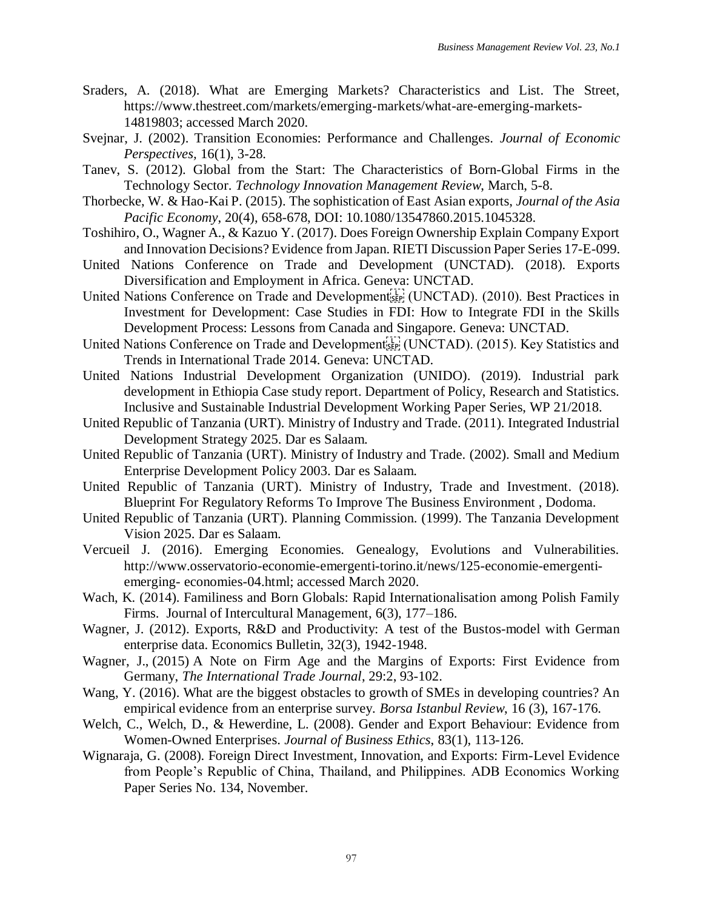Sraders, A. (2018). What are Emerging Markets? Characteristics and List. The Street, https://www.thestreet.com/markets/emerging-markets/what-are-emerging-markets-14819803; accessed March 2020.

Svejnar, J. (2002). Transition Economies: Performance and Challenges. *Journal of Economic Perspectives*, 16(1), 3-28.

Tanev, S. (2012). Global from the Start: The Characteristics of Born-Global Firms in the Technology Sector. *Technology Innovation Management Review*, March, 5-8.

Thorbecke, W. & Hao-Kai P. (2015). The sophistication of East Asian exports, *Journal of the Asia Pacific Economy*, 20(4), 658-678, DOI: 10.1080/13547860.2015.1045328.

Toshihiro, O., Wagner A., & Kazuo Y. (2017). Does Foreign Ownership Explain Company Export and Innovation Decisions? Evidence from Japan. RIETI Discussion Paper Series 17-E-099.

United Nations Conference on Trade and Development (UNCTAD). (2018). Exports Diversification and Employment in Africa. Geneva: UNCTAD.

United Nations Conference on Trade and Development (UNCTAD). (2010). Best Practices in Investment for Development: Case Studies in FDI: How to Integrate FDI in the Skills Development Process: Lessons from Canada and Singapore. Geneva: UNCTAD.

United Nations Conference on Trade and Development (UNCTAD). (2015). Key Statistics and Trends in International Trade 2014. Geneva: UNCTAD.

United Nations Industrial Development Organization (UNIDO). (2019). Industrial park development in Ethiopia Case study report. Department of Policy, Research and Statistics. Inclusive and Sustainable Industrial Development Working Paper Series, WP 21/2018.

United Republic of Tanzania (URT). Ministry of Industry and Trade. (2011). Integrated Industrial Development Strategy 2025. Dar es Salaam.

United Republic of Tanzania (URT). Ministry of Industry and Trade. (2002). Small and Medium Enterprise Development Policy 2003. Dar es Salaam.

United Republic of Tanzania (URT). Ministry of Industry, Trade and Investment. (2018). Blueprint For Regulatory Reforms To Improve The Business Environment , Dodoma.

United Republic of Tanzania (URT). Planning Commission. (1999). The Tanzania Development Vision 2025. Dar es Salaam.

Vercueil J. (2016). Emerging Economies. Genealogy, Evolutions and Vulnerabilities. http://www.osservatorio-economie-emergenti-torino.it/news/125-economie-emergenti-emerging- economies-04.html; accessed March 2020.

Wach, K. (2014). Familiness and Born Globals: Rapid Internationalisation among Polish Family Firms. Journal of Intercultural Management, 6(3), 177–186.

Wagner, J. (2012). Exports, R&D and Productivity: A test of the Bustos-model with German enterprise data. Economics Bulletin, 32(3), 1942-1948.

Wagner, J., (2015) A Note on Firm Age and the Margins of Exports: First Evidence from Germany, *The International Trade Journal*, 29:2, 93-102.

Wang, Y. (2016). What are the biggest obstacles to growth of SMEs in developing countries? An empirical evidence from an enterprise survey. *Borsa Istanbul Review*, 16 (3), 167-176.

Welch, C., Welch, D., & Hewerdine, L. (2008). Gender and Export Behaviour: Evidence from Women-Owned Enterprises. *Journal of Business Ethics*, 83(1), 113-126.

Wignaraja, G. (2008). Foreign Direct Investment, Innovation, and Exports: Firm-Level Evidence from People's Republic of China, Thailand, and Philippines. ADB Economics Working Paper Series No. 134, November.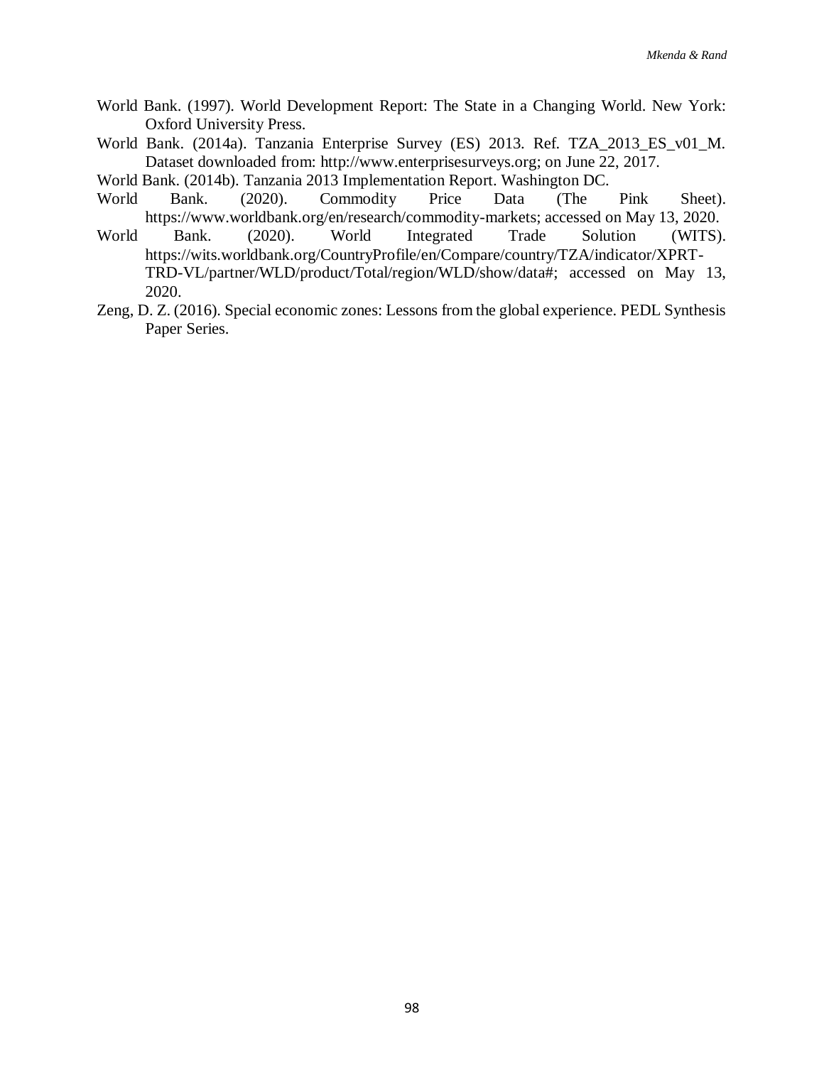World Bank. (1997). World Development Report: The State in a Changing World. New York: Oxford University Press.

World Bank. (2014a). Tanzania Enterprise Survey (ES) 2013. Ref. TZA_2013_ES_v01_M. Dataset downloaded from: http://www.enterprisesurveys.org; on June 22, 2017.

World Bank. (2014b). Tanzania 2013 Implementation Report. Washington DC.

World Bank. (2020). Commodity Price Data (The Pink Sheet). https://www.worldbank.org/en/research/commodity-markets; accessed on May 13, 2020.

World Bank. (2020). World Integrated Trade Solution (WITS). https://wits.worldbank.org/CountryProfile/en/Compare/country/TZA/indicator/XPRT-TRD-VL/partner/WLD/product/Total/region/WLD/show/data#; accessed on May 13, 2020.

Zeng, D. Z. (2016). Special economic zones: Lessons from the global experience. PEDL Synthesis Paper Series.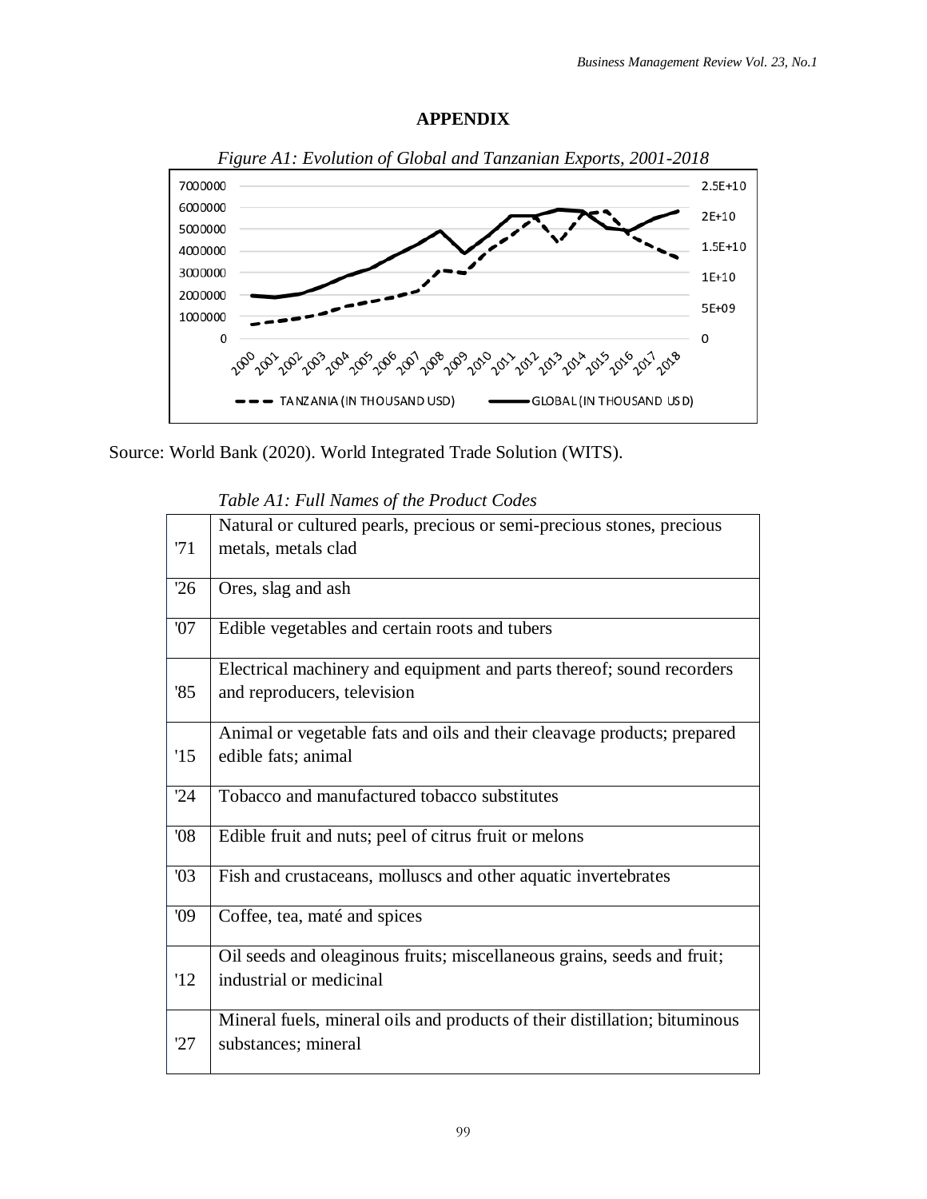## APPENDIX

*Figure A1: Evolution of Global and Tanzanian Exports, 2001-2018*

Source: World Bank (2020). World Integrated Trade Solution (WITS).

*Table A1: Full Names of the Product Codes*

| | |
|---|---|
| '71 | Natural or cultured pearls, precious or semi-precious stones, precious metals, metals clad |
| '26 | Ores, slag and ash |
| '07 | Edible vegetables and certain roots and tubers |
| '85 | Electrical machinery and equipment and parts thereof; sound recorders and reproducers, television |
| '15 | Animal or vegetable fats and oils and their cleavage products; prepared edible fats; animal |
| '24 | Tobacco and manufactured tobacco substitutes |
| '08 | Edible fruit and nuts; peel of citrus fruit or melons |
| '03 | Fish and crustaceans, molluscs and other aquatic invertebrates |
| '09 | Coffee, tea, maté and spices |
| '12 | Oil seeds and oleaginous fruits; miscellaneous grains, seeds and fruit; industrial or medicinal |
| '27 | Mineral fuels, mineral oils and products of their distillation; bituminous substances; mineral |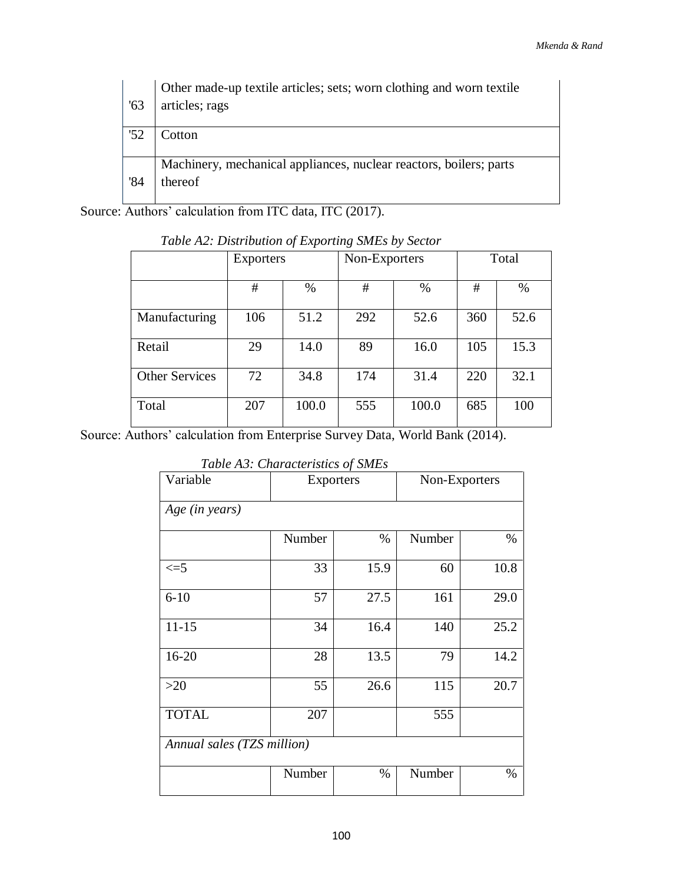| | |
|---|---|
| '63 | Other made-up textile articles; sets; worn clothing and worn textile articles; rags |
| '52 | Cotton |
| '84 | Machinery, mechanical appliances, nuclear reactors, boilers; parts thereof |

Source: Authors' calculation from ITC data, ITC (2017).

*Table A2: Distribution of Exporting SMEs by Sector*

| | Exporters | | Non-Exporters | | Total | |
|---|---|---|---|---|---|---|
| | # | % | # | % | # | % |
| Manufacturing | 106 | 51.2 | 292 | 52.6 | 360 | 52.6 |
| Retail | 29 | 14.0 | 89 | 16.0 | 105 | 15.3 |
| Other Services | 72 | 34.8 | 174 | 31.4 | 220 | 32.1 |
| Total | 207 | 100.0 | 555 | 100.0 | 685 | 100 |

Source: Authors' calculation from Enterprise Survey Data, World Bank (2014).

*Table A3: Characteristics of SMEs*

| Variable | Exporters | | Non-Exporters | |
|---|---|---|---|---|
| *Age (in years)* | | | | |
| | Number | % | Number | % |
| <=5 | 33 | 15.9 | 60 | 10.8 |
| 6-10 | 57 | 27.5 | 161 | 29.0 |
| 11-15 | 34 | 16.4 | 140 | 25.2 |
| 16-20 | 28 | 13.5 | 79 | 14.2 |
| >20 | 55 | 26.6 | 115 | 20.7 |
| TOTAL | 207 | | 555 | |
| *Annual sales (TZS million)* | | | | |
| | Number | % | Number | % |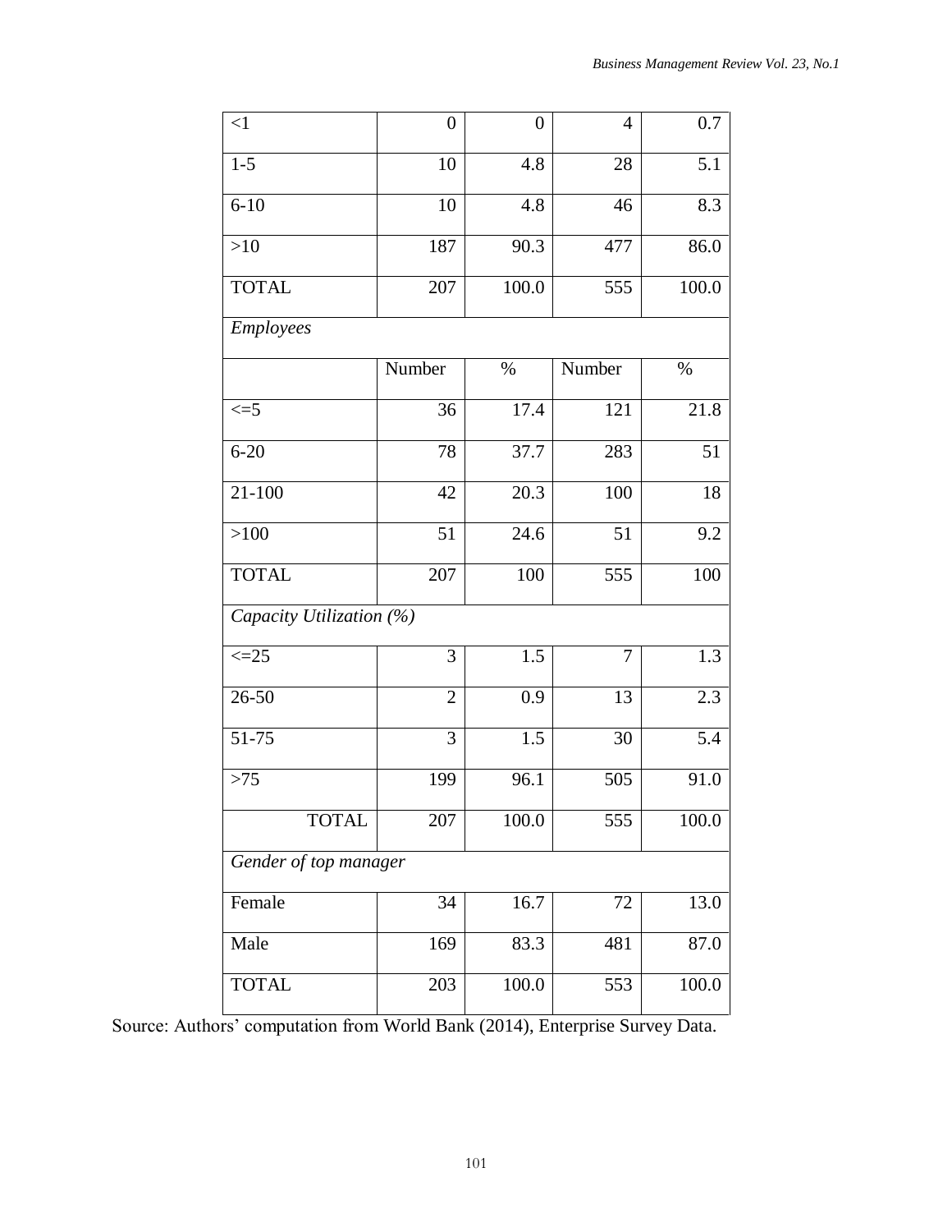| <1 | 0 | 0 | 4 | 0.7 |
|---|---|---|---|---|
| 1-5 | 10 | 4.8 | 28 | 5.1 |
| 6-10 | 10 | 4.8 | 46 | 8.3 |
| >10 | 187 | 90.3 | 477 | 86.0 |
| TOTAL | 207 | 100.0 | 555 | 100.0 |
| *Employees* | | | | |
| | Number | % | Number | % |
| <=5 | 36 | 17.4 | 121 | 21.8 |
| 6-20 | 78 | 37.7 | 283 | 51 |
| 21-100 | 42 | 20.3 | 100 | 18 |
| >100 | 51 | 24.6 | 51 | 9.2 |
| TOTAL | 207 | 100 | 555 | 100 |
| *Capacity Utilization (%)* | | | | |
| <=25 | 3 | 1.5 | 7 | 1.3 |
| 26-50 | 2 | 0.9 | 13 | 2.3 |
| 51-75 | 3 | 1.5 | 30 | 5.4 |
| >75 | 199 | 96.1 | 505 | 91.0 |
| TOTAL | 207 | 100.0 | 555 | 100.0 |
| *Gender of top manager* | | | | |
| Female | 34 | 16.7 | 72 | 13.0 |
| Male | 169 | 83.3 | 481 | 87.0 |
| TOTAL | 203 | 100.0 | 553 | 100.0 |

Source: Authors' computation from World Bank (2014), Enterprise Survey Data.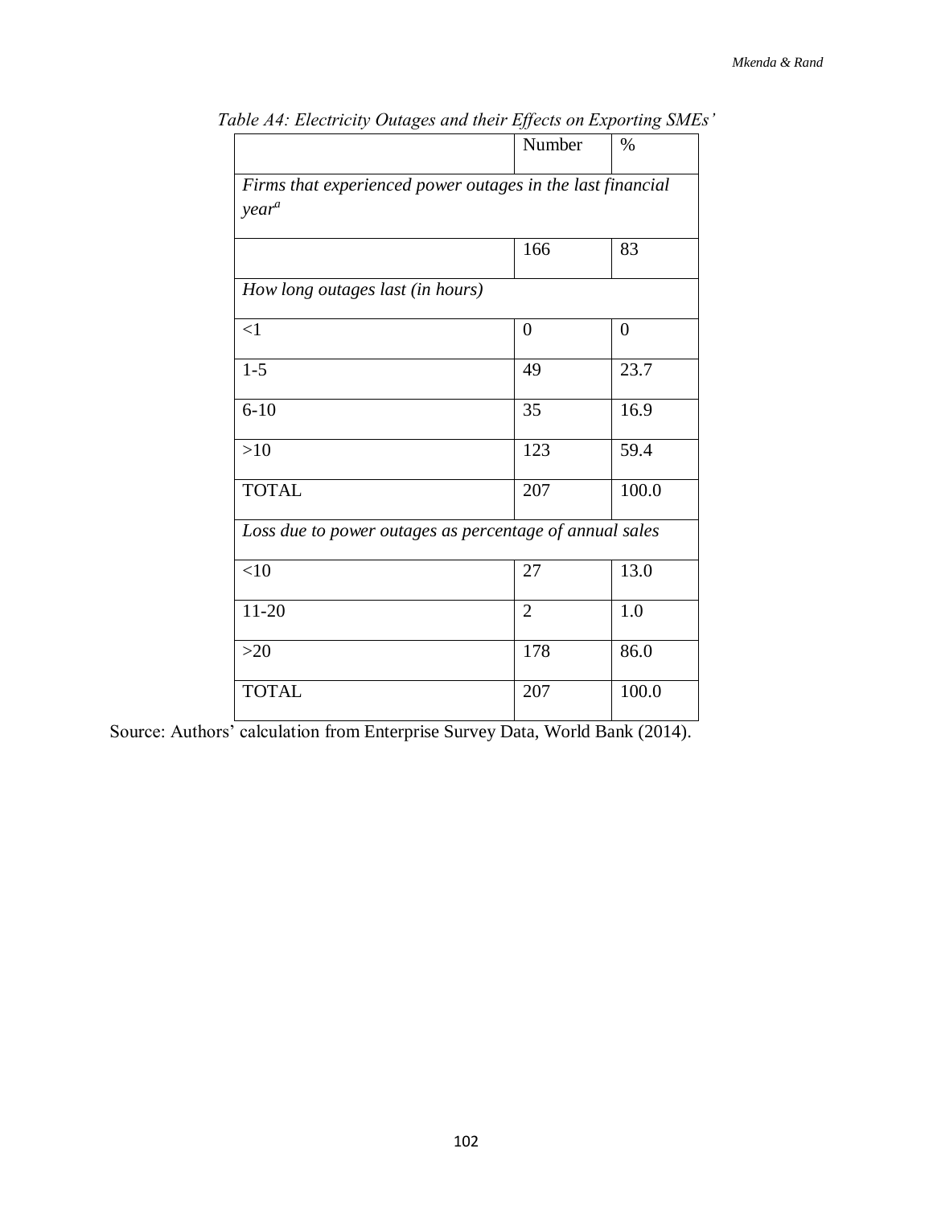*Table A4: Electricity Outages and their Effects on Exporting SMEs'*

| | Number | % |
|---|---|---|
| *Firms that experienced power outages in the last financial year[a]* | | |
| | 166 | 83 |
| *How long outages last (in hours)* | | |
| <1 | 0 | 0 |
| 1-5 | 49 | 23.7 |
| 6-10 | 35 | 16.9 |
| >10 | 123 | 59.4 |
| TOTAL | 207 | 100.0 |
| *Loss due to power outages as percentage of annual sales* | | |
| <10 | 27 | 13.0 |
| 11-20 | 2 | 1.0 |
| >20 | 178 | 86.0 |
| TOTAL | 207 | 100.0 |

Source: Authors' calculation from Enterprise Survey Data, World Bank (2014).